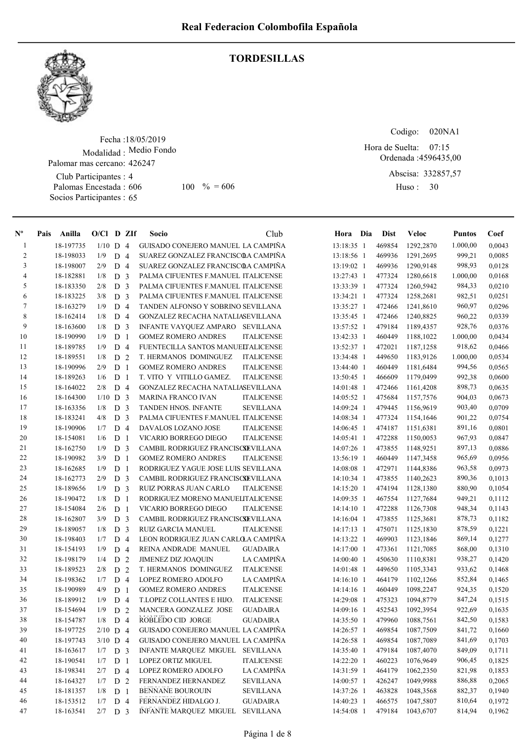# Real Federacion Colombofila Española

## TORDESILLAS

Fecha :18/05/2019
Modalidad : Medio Fondo
Palomar mas cercano: 426247
Club Participantes : 4
Palomas Encestada : 606 100 % = 606
Socios Participantes : 65

Codigo: 020NA1
Hora de Suelta: 07:15
Ordenada :4596435,00
Abscisa: 332857,57
Huso : 30

| Nº | Pais | Anilla | O/Cl | D | ZIf | Socio | Club | Hora | Dia | Dist | Veloc | Puntos | Coef |
|---|---|---|---|---|---|---|---|---|---|---|---|---|---|
| 1 | | 18-197735 | 1/10 | D | 4 | GUISADO CONEJERO MANUEL | LA CAMPIÑA | 13:18:35 | 1 | 469854 | 1292,2870 | 1.000,00 | 0,0043 |
| 2 | | 18-198033 | 1/9 | D | 4 | SUAREZ GONZALEZ FRANCISCO | LA CAMPIÑA | 13:18:56 | 1 | 469936 | 1291,2695 | 999,21 | 0,0085 |
| 3 | | 18-198007 | 2/9 | D | 4 | SUAREZ GONZALEZ FRANCISCO | LA CAMPIÑA | 13:19:02 | 1 | 469936 | 1290,9148 | 998,93 | 0,0128 |
| 4 | | 18-182881 | 1/8 | D | 3 | PALMA CIFUENTES F.MANUEL | ITALICENSE | 13:27:43 | 1 | 477324 | 1280,6618 | 1.000,00 | 0,0168 |
| 5 | | 18-183350 | 2/8 | D | 3 | PALMA CIFUENTES F.MANUEL | ITALICENSE | 13:33:39 | 1 | 477324 | 1260,5942 | 984,33 | 0,0210 |
| 6 | | 18-183225 | 3/8 | D | 3 | PALMA CIFUENTES F.MANUEL | ITALICENSE | 13:34:21 | 1 | 477324 | 1258,2681 | 982,51 | 0,0251 |
| 7 | | 18-163279 | 1/9 | D | 4 | TANDEN ALFONSO Y SOBRINO | SEVILLANA | 13:35:27 | 1 | 472466 | 1241,8610 | 960,97 | 0,0296 |
| 8 | | 18-162414 | 1/8 | D | 4 | GONZALEZ RECACHA NATALIA | SEVILLANA | 13:35:45 | 1 | 472466 | 1240,8825 | 960,22 | 0,0339 |
| 9 | | 18-163600 | 1/8 | D | 3 | INFANTE VAYQUEZ AMPARO | SEVILLANA | 13:57:52 | 1 | 479184 | 1189,4357 | 928,76 | 0,0376 |
| 10 | | 18-190990 | 1/9 | D | 1 | GOMEZ ROMERO ANDRES | ITALICENSE | 13:42:33 | 1 | 460449 | 1188,1022 | 1.000,00 | 0,0434 |
| 11 | | 18-189785 | 1/9 | D | 4 | FUENTECILLA SANTOS MANUEL | ITALICENSE | 13:52:37 | 1 | 472021 | 1187,1258 | 918,62 | 0,0466 |
| 12 | | 18-189551 | 1/8 | D | 2 | T. HERMANOS DOMINGUEZ | ITALICENSE | 13:34:48 | 1 | 449650 | 1183,9126 | 1.000,00 | 0,0534 |
| 13 | | 18-190996 | 2/9 | D | 1 | GOMEZ ROMERO ANDRES | ITALICENSE | 13:44:40 | 1 | 460449 | 1181,6484 | 994,56 | 0,0565 |
| 14 | | 18-189263 | 1/6 | D | 1 | T. VITO Y VITILLO GAMEZ. | ITALICENSE | 13:50:45 | 1 | 466609 | 1179,0499 | 992,38 | 0,0600 |
| 15 | | 18-164022 | 2/8 | D | 4 | GONZALEZ RECACHA NATALIA | SEVILLANA | 14:01:48 | 1 | 472466 | 1161,4208 | 898,73 | 0,0635 |
| 16 | | 18-164300 | 1/10 | D | 3 | MARINA FRANCO IVAN | ITALICENSE | 14:05:52 | 1 | 475684 | 1157,7576 | 904,03 | 0,0673 |
| 17 | | 18-163356 | 1/8 | D | 3 | TANDEN HNOS. INFANTE | SEVILLANA | 14:09:24 | 1 | 479445 | 1156,9619 | 903,40 | 0,0709 |
| 18 | | 18-183241 | 4/8 | D | 3 | PALMA CIFUENTES F.MANUEL | ITALICENSE | 14:08:34 | 1 | 477324 | 1154,1646 | 901,22 | 0,0754 |
| 19 | | 18-190906 | 1/7 | D | 4 | DAVALOS LOZANO JOSE | ITALICENSE | 14:06:45 | 1 | 474187 | 1151,6381 | 891,16 | 0,0801 |
| 20 | | 18-154081 | 1/6 | D | 1 | VICARIO BORREGO DIEGO | ITALICENSE | 14:05:41 | 1 | 472288 | 1150,0053 | 967,93 | 0,0847 |
| 21 | | 18-162750 | 1/9 | D | 3 | CAMBIL RODRIGUEZ FRANCISCO | SEVILLANA | 14:07:26 | 1 | 473855 | 1148,9251 | 897,13 | 0,0886 |
| 22 | | 18-190982 | 3/9 | D | 1 | GOMEZ ROMERO ANDRES | ITALICENSE | 13:56:19 | 1 | 460449 | 1147,3458 | 965,69 | 0,0956 |
| 23 | | 18-162685 | 1/9 | D | 1 | RODRIGUEZ YAGUE JOSE LUIS | SEVILLANA | 14:08:08 | 1 | 472971 | 1144,8386 | 963,58 | 0,0973 |
| 24 | | 18-162773 | 2/9 | D | 3 | CAMBIL RODRIGUEZ FRANCISCO | SEVILLANA | 14:10:34 | 1 | 473855 | 1140,2623 | 890,36 | 0,1013 |
| 25 | | 18-189656 | 1/9 | D | 3 | RUIZ PORRAS JUAN CARLO | ITALICENSE | 14:15:20 | 1 | 474194 | 1128,1380 | 880,90 | 0,1054 |
| 26 | | 18-190472 | 1/8 | D | 1 | RODRIGUEZ MORENO MANUEL | ITALICENSE | 14:09:35 | 1 | 467554 | 1127,7684 | 949,21 | 0,1112 |
| 27 | | 18-154084 | 2/6 | D | 1 | VICARIO BORREGO DIEGO | ITALICENSE | 14:14:10 | 1 | 472288 | 1126,7308 | 948,34 | 0,1143 |
| 28 | | 18-162807 | 3/9 | D | 3 | CAMBIL RODRIGUEZ FRANCISCO | SEVILLANA | 14:16:04 | 1 | 473855 | 1125,3681 | 878,73 | 0,1182 |
| 29 | | 18-189057 | 1/8 | D | 3 | RUIZ GARCIA MANUEL | ITALICENSE | 14:17:13 | 1 | 475071 | 1125,1830 | 878,59 | 0,1221 |
| 30 | | 18-198403 | 1/7 | D | 4 | LEON RODRIGUEZ JUAN CARLO | LA CAMPIÑA | 14:13:22 | 1 | 469903 | 1123,1846 | 869,14 | 0,1277 |
| 31 | | 18-154193 | 1/9 | D | 4 | REINA ANDRADE MANUEL | GUADAIRA | 14:17:00 | 1 | 473361 | 1121,7085 | 868,00 | 0,1310 |
| 32 | | 18-198179 | 1/4 | D | 2 | JIMENEZ DIZ JOAQUIN | LA CAMPIÑA | 14:00:40 | 1 | 450630 | 1110,8381 | 938,27 | 0,1420 |
| 33 | | 18-189523 | 2/8 | D | 2 | T. HERMANOS DOMINGUEZ | ITALICENSE | 14:01:48 | 1 | 449650 | 1105,3343 | 933,62 | 0,1468 |
| 34 | | 18-198362 | 1/7 | D | 4 | LOPEZ ROMERO ADOLFO | LA CAMPIÑA | 14:16:10 | 1 | 464179 | 1102,1266 | 852,84 | 0,1465 |
| 35 | | 18-190989 | 4/9 | D | 1 | GOMEZ ROMERO ANDRES | ITALICENSE | 14:14:16 | 1 | 460449 | 1098,2247 | 924,35 | 0,1520 |
| 36 | | 18-189912 | 1/9 | D | 4 | T.LOPEZ COLLANTES E HIJO. | ITALICENSE | 14:29:08 | 1 | 475323 | 1094,8779 | 847,24 | 0,1515 |
| 37 | | 18-154694 | 1/9 | D | 2 | MANCERA GONZALEZ JOSE | GUADAIRA | 14:09:16 | 1 | 452543 | 1092,3954 | 922,69 | 0,1635 |
| 38 | | 18-154787 | 1/8 | D | 4 | ROBLEDO CID JORGE | GUADAIRA | 14:35:50 | 1 | 479960 | 1088,7561 | 842,50 | 0,1583 |
| 39 | | 18-197725 | 2/10 | D | 4 | GUISADO CONEJERO MANUEL | LA CAMPIÑA | 14:26:57 | 1 | 469854 | 1087,7509 | 841,72 | 0,1660 |
| 40 | | 18-197743 | 3/10 | D | 4 | GUISADO CONEJERO MANUEL | LA CAMPIÑA | 14:26:58 | 1 | 469854 | 1087,7089 | 841,69 | 0,1703 |
| 41 | | 18-163617 | 1/7 | D | 3 | INFANTE MARQUEZ MIGUEL | SEVILLANA | 14:35:40 | 1 | 479184 | 1087,4070 | 849,09 | 0,1711 |
| 42 | | 18-190541 | 1/7 | D | 1 | LOPEZ ORTIZ MIGUEL | ITALICENSE | 14:22:20 | 1 | 460223 | 1076,9649 | 906,45 | 0,1825 |
| 43 | | 18-198341 | 2/7 | D | 4 | LOPEZ ROMERO ADOLFO | LA CAMPIÑA | 14:31:59 | 1 | 464179 | 1062,2350 | 821,98 | 0,1853 |
| 44 | | 18-164327 | 1/7 | D | 2 | FERNANDEZ HERNANDEZ | SEVILLANA | 14:00:57 | 1 | 426247 | 1049,9988 | 886,88 | 0,2065 |
| 45 | | 18-181357 | 1/8 | D | 1 | BENNANE BOUROUIN | SEVILLANA | 14:37:26 | 1 | 463828 | 1048,3568 | 882,37 | 0,1940 |
| 46 | | 18-153512 | 1/7 | D | 4 | FERNANDEZ HIDALGO J. | GUADAIRA | 14:40:23 | 1 | 466575 | 1047,5807 | 810,64 | 0,1972 |
| 47 | | 18-163541 | 2/7 | D | 3 | INFANTE MARQUEZ MIGUEL | SEVILLANA | 14:54:08 | 1 | 479184 | 1043,6707 | 814,94 | 0,1962 |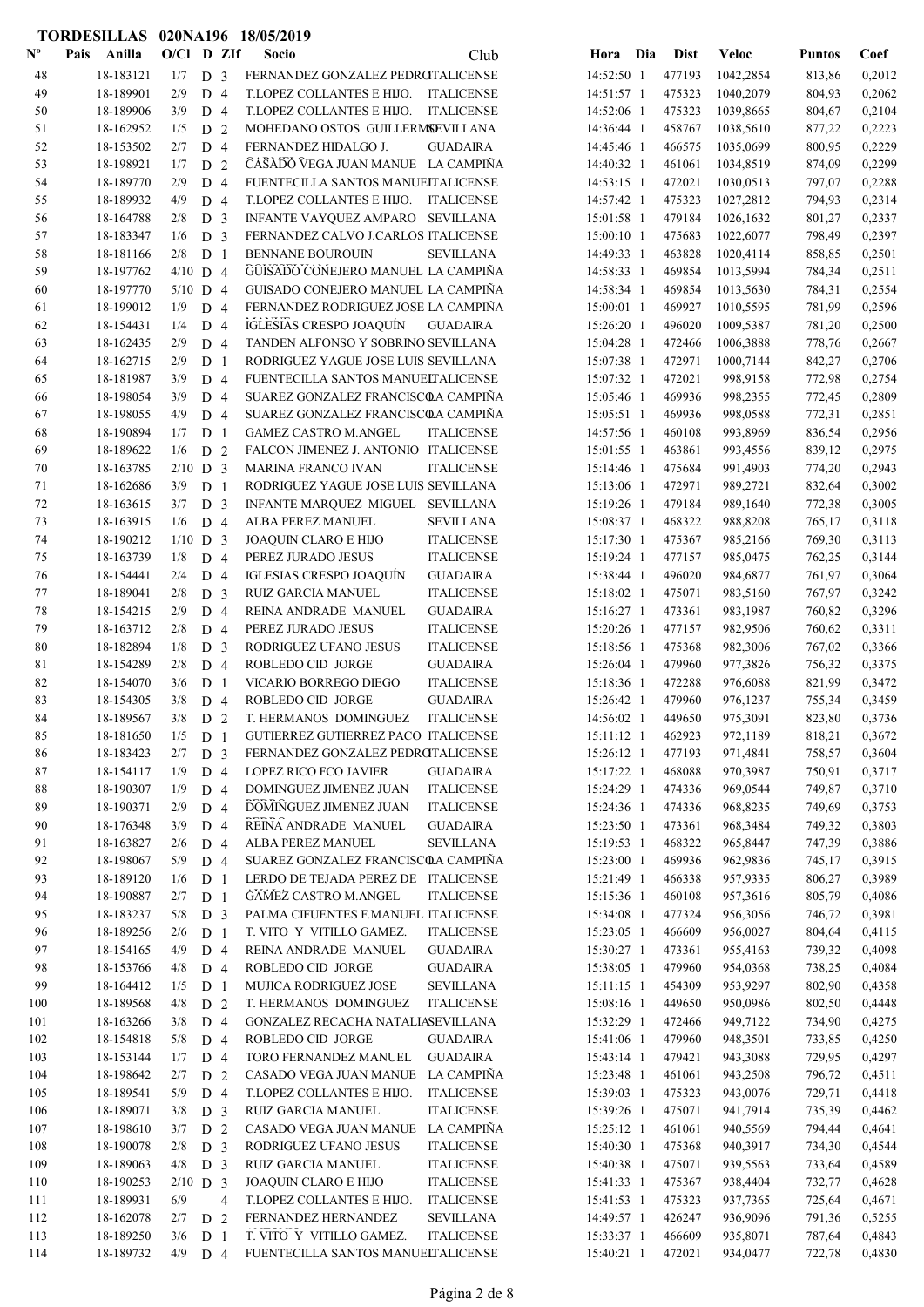**TORDESILLAS 020NA196 18/05/2019**

| Nº | Pais | Anilla | O/Cl | D | ZIf | Socio | Club | Hora | Dia | Dist | Veloc | Puntos | Coef |
|---|---|---|---|---|---|---|---|---|---|---|---|---|---|
| 48 | | 18-183121 | 1/7 | D | 3 | FERNANDEZ GONZALEZ PEDRO | ITALICENSE | 14:52:50 | 1 | 477193 | 1042,2854 | 813,86 | 0,2012 |
| 49 | | 18-189901 | 2/9 | D | 4 | T.LOPEZ COLLANTES E HIJO. | ITALICENSE | 14:51:57 | 1 | 475323 | 1040,2079 | 804,93 | 0,2062 |
| 50 | | 18-189906 | 3/9 | D | 4 | T.LOPEZ COLLANTES E HIJO. | ITALICENSE | 14:52:06 | 1 | 475323 | 1039,8665 | 804,67 | 0,2104 |
| 51 | | 18-162952 | 1/5 | D | 2 | MOHEDANO OSTOS GUILLERMO | SEVILLANA | 14:36:44 | 1 | 458767 | 1038,5610 | 877,22 | 0,2223 |
| 52 | | 18-153502 | 2/7 | D | 4 | FERNANDEZ HIDALGO J. | GUADAIRA | 14:45:46 | 1 | 466575 | 1035,0699 | 800,95 | 0,2229 |
| 53 | | 18-198921 | 1/7 | D | 2 | CASADO VEGA JUAN MANUE | LA CAMPIÑA | 14:40:32 | 1 | 461061 | 1034,8519 | 874,09 | 0,2299 |
| 54 | | 18-189770 | 2/9 | D | 4 | FUENTECILLA SANTOS MANUEL | ITALICENSE | 14:53:15 | 1 | 472021 | 1030,0513 | 797,07 | 0,2288 |
| 55 | | 18-189932 | 4/9 | D | 4 | T.LOPEZ COLLANTES E HIJO. | ITALICENSE | 14:57:42 | 1 | 475323 | 1027,2812 | 794,93 | 0,2314 |
| 56 | | 18-164788 | 2/8 | D | 3 | INFANTE VAYQUEZ AMPARO | SEVILLANA | 15:01:58 | 1 | 479184 | 1026,1632 | 801,27 | 0,2337 |
| 57 | | 18-183347 | 1/6 | D | 3 | FERNANDEZ CALVO J.CARLOS | ITALICENSE | 15:00:10 | 1 | 475683 | 1022,6077 | 798,49 | 0,2397 |
| 58 | | 18-181166 | 2/8 | D | 1 | BENNANE BOUROUIN | SEVILLANA | 14:49:33 | 1 | 463828 | 1020,4114 | 858,85 | 0,2501 |
| 59 | | 18-197762 | 4/10 | D | 4 | GUISADO CONEJERO MANUEL | LA CAMPIÑA | 14:58:33 | 1 | 469854 | 1013,5994 | 784,34 | 0,2511 |
| 60 | | 18-197770 | 5/10 | D | 4 | GUISADO CONEJERO MANUEL | LA CAMPIÑA | 14:58:34 | 1 | 469854 | 1013,5630 | 784,31 | 0,2554 |
| 61 | | 18-199012 | 1/9 | D | 4 | FERNANDEZ RODRIGUEZ JOSE | LA CAMPIÑA | 15:00:01 | 1 | 469927 | 1010,5595 | 781,99 | 0,2596 |
| 62 | | 18-154431 | 1/4 | D | 4 | IGLESIAS CRESPO JOAQUÍN | GUADAIRA | 15:26:20 | 1 | 496020 | 1009,5387 | 781,20 | 0,2500 |
| 63 | | 18-162435 | 2/9 | D | 4 | TANDEN ALFONSO Y SOBRINO | SEVILLANA | 15:04:28 | 1 | 472466 | 1006,3888 | 778,76 | 0,2667 |
| 64 | | 18-162715 | 2/9 | D | 1 | RODRIGUEZ YAGUE JOSE LUIS | SEVILLANA | 15:07:38 | 1 | 472971 | 1000,7144 | 842,27 | 0,2706 |
| 65 | | 18-181987 | 3/9 | D | 4 | FUENTECILLA SANTOS MANUEL | ITALICENSE | 15:07:32 | 1 | 472021 | 998,9158 | 772,98 | 0,2754 |
| 66 | | 18-198054 | 3/9 | D | 4 | SUAREZ GONZALEZ FRANCISCO | LA CAMPIÑA | 15:05:46 | 1 | 469936 | 998,2355 | 772,45 | 0,2809 |
| 67 | | 18-198055 | 4/9 | D | 4 | SUAREZ GONZALEZ FRANCISCO | LA CAMPIÑA | 15:05:51 | 1 | 469936 | 998,0588 | 772,31 | 0,2851 |
| 68 | | 18-190894 | 1/7 | D | 1 | GAMEZ CASTRO M.ANGEL | ITALICENSE | 14:57:56 | 1 | 460108 | 993,8969 | 836,54 | 0,2956 |
| 69 | | 18-189622 | 1/6 | D | 2 | FALCON JIMENEZ J. ANTONIO | ITALICENSE | 15:01:55 | 1 | 463861 | 993,4556 | 839,12 | 0,2975 |
| 70 | | 18-163785 | 2/10 | D | 3 | MARINA FRANCO IVAN | ITALICENSE | 15:14:46 | 1 | 475684 | 991,4903 | 774,20 | 0,2943 |
| 71 | | 18-162686 | 3/9 | D | 1 | RODRIGUEZ YAGUE JOSE LUIS | SEVILLANA | 15:13:06 | 1 | 472971 | 989,2721 | 832,64 | 0,3002 |
| 72 | | 18-163615 | 3/7 | D | 3 | INFANTE MARQUEZ MIGUEL | SEVILLANA | 15:19:26 | 1 | 479184 | 989,1640 | 772,38 | 0,3005 |
| 73 | | 18-163915 | 1/6 | D | 4 | ALBA PEREZ MANUEL | SEVILLANA | 15:08:37 | 1 | 468322 | 988,8208 | 765,17 | 0,3118 |
| 74 | | 18-190212 | 1/10 | D | 3 | JOAQUIN CLARO E HIJO | ITALICENSE | 15:17:30 | 1 | 475367 | 985,2166 | 769,30 | 0,3113 |
| 75 | | 18-163739 | 1/8 | D | 4 | PEREZ JURADO JESUS | ITALICENSE | 15:19:24 | 1 | 477157 | 985,0475 | 762,25 | 0,3144 |
| 76 | | 18-154441 | 2/4 | D | 4 | IGLESIAS CRESPO JOAQUÍN | GUADAIRA | 15:38:44 | 1 | 496020 | 984,6877 | 761,97 | 0,3064 |
| 77 | | 18-189041 | 2/8 | D | 3 | RUIZ GARCIA MANUEL | ITALICENSE | 15:18:02 | 1 | 475071 | 983,5160 | 767,97 | 0,3242 |
| 78 | | 18-154215 | 2/9 | D | 4 | REINA ANDRADE MANUEL | GUADAIRA | 15:16:27 | 1 | 473361 | 983,1987 | 760,82 | 0,3296 |
| 79 | | 18-163712 | 2/8 | D | 4 | PEREZ JURADO JESUS | ITALICENSE | 15:20:26 | 1 | 477157 | 982,9506 | 760,62 | 0,3311 |
| 80 | | 18-182894 | 1/8 | D | 3 | RODRIGUEZ UFANO JESUS | ITALICENSE | 15:18:56 | 1 | 475368 | 982,3006 | 767,02 | 0,3366 |
| 81 | | 18-154289 | 2/8 | D | 4 | ROBLEDO CID JORGE | GUADAIRA | 15:26:04 | 1 | 479960 | 977,3826 | 756,32 | 0,3375 |
| 82 | | 18-154070 | 3/6 | D | 1 | VICARIO BORREGO DIEGO | ITALICENSE | 15:18:36 | 1 | 472288 | 976,6088 | 821,99 | 0,3472 |
| 83 | | 18-154305 | 3/8 | D | 4 | ROBLEDO CID JORGE | GUADAIRA | 15:26:42 | 1 | 479960 | 976,1237 | 755,34 | 0,3459 |
| 84 | | 18-189567 | 3/8 | D | 2 | T. HERMANOS DOMINGUEZ | ITALICENSE | 14:56:02 | 1 | 449650 | 975,3091 | 823,80 | 0,3736 |
| 85 | | 18-181650 | 1/5 | D | 1 | GUTIERREZ GUTIERREZ PACO | ITALICENSE | 15:11:12 | 1 | 462923 | 972,1189 | 818,21 | 0,3672 |
| 86 | | 18-183423 | 2/7 | D | 3 | FERNANDEZ GONZALEZ PEDRO | ITALICENSE | 15:26:12 | 1 | 477193 | 971,4841 | 758,57 | 0,3604 |
| 87 | | 18-154117 | 1/9 | D | 4 | LOPEZ RICO FCO JAVIER | GUADAIRA | 15:17:22 | 1 | 468088 | 970,3987 | 750,91 | 0,3717 |
| 88 | | 18-190307 | 1/9 | D | 4 | DOMINGUEZ JIMENEZ JUAN | ITALICENSE | 15:24:29 | 1 | 474336 | 969,0544 | 749,87 | 0,3710 |
| 89 | | 18-190371 | 2/9 | D | 4 | DOMINGUEZ JIMENEZ JUAN | ITALICENSE | 15:24:36 | 1 | 474336 | 968,8235 | 749,69 | 0,3753 |
| 90 | | 18-176348 | 3/9 | D | 4 | REINA ANDRADE MANUEL | GUADAIRA | 15:23:50 | 1 | 473361 | 968,3484 | 749,32 | 0,3803 |
| 91 | | 18-163827 | 2/6 | D | 4 | ALBA PEREZ MANUEL | SEVILLANA | 15:19:53 | 1 | 468322 | 965,8447 | 747,39 | 0,3886 |
| 92 | | 18-198067 | 5/9 | D | 4 | SUAREZ GONZALEZ FRANCISCO | LA CAMPIÑA | 15:23:00 | 1 | 469936 | 962,9836 | 745,17 | 0,3915 |
| 93 | | 18-189120 | 1/6 | D | 1 | LERDO DE TEJADA PEREZ DE | ITALICENSE | 15:21:49 | 1 | 466338 | 957,9335 | 806,27 | 0,3989 |
| 94 | | 18-190887 | 2/7 | D | 1 | GAMEZ CASTRO M.ANGEL | ITALICENSE | 15:15:36 | 1 | 460108 | 957,3616 | 805,79 | 0,4086 |
| 95 | | 18-183237 | 5/8 | D | 3 | PALMA CIFUENTES F.MANUEL | ITALICENSE | 15:34:08 | 1 | 477324 | 956,3056 | 746,72 | 0,3981 |
| 96 | | 18-189256 | 2/6 | D | 1 | T. VITO Y VITILLO GAMEZ. | ITALICENSE | 15:23:05 | 1 | 466609 | 956,0027 | 804,64 | 0,4115 |
| 97 | | 18-154165 | 4/9 | D | 4 | REINA ANDRADE MANUEL | GUADAIRA | 15:30:27 | 1 | 473361 | 955,4163 | 739,32 | 0,4098 |
| 98 | | 18-153766 | 4/8 | D | 4 | ROBLEDO CID JORGE | GUADAIRA | 15:38:05 | 1 | 479960 | 954,0368 | 738,25 | 0,4084 |
| 99 | | 18-164412 | 1/5 | D | 1 | MUJICA RODRIGUEZ JOSE | SEVILLANA | 15:11:15 | 1 | 454309 | 953,9297 | 802,90 | 0,4358 |
| 100 | | 18-189568 | 4/8 | D | 2 | T. HERMANOS DOMINGUEZ | ITALICENSE | 15:08:16 | 1 | 449650 | 950,0986 | 802,50 | 0,4448 |
| 101 | | 18-163266 | 3/8 | D | 4 | GONZALEZ RECACHA NATALIA | SEVILLANA | 15:32:29 | 1 | 472466 | 949,7122 | 734,90 | 0,4275 |
| 102 | | 18-154818 | 5/8 | D | 4 | ROBLEDO CID JORGE | GUADAIRA | 15:41:06 | 1 | 479960 | 948,3501 | 733,85 | 0,4250 |
| 103 | | 18-153144 | 1/7 | D | 4 | TORO FERNANDEZ MANUEL | GUADAIRA | 15:43:14 | 1 | 479421 | 943,3088 | 729,95 | 0,4297 |
| 104 | | 18-198642 | 2/7 | D | 2 | CASADO VEGA JUAN MANUE | LA CAMPIÑA | 15:23:48 | 1 | 461061 | 943,2508 | 796,72 | 0,4511 |
| 105 | | 18-189541 | 5/9 | D | 4 | T.LOPEZ COLLANTES E HIJO. | ITALICENSE | 15:39:03 | 1 | 475323 | 943,0076 | 729,71 | 0,4418 |
| 106 | | 18-189071 | 3/8 | D | 3 | RUIZ GARCIA MANUEL | ITALICENSE | 15:39:26 | 1 | 475071 | 941,7914 | 735,39 | 0,4462 |
| 107 | | 18-198610 | 3/7 | D | 2 | CASADO VEGA JUAN MANUE | LA CAMPIÑA | 15:25:12 | 1 | 461061 | 940,5569 | 794,44 | 0,4641 |
| 108 | | 18-190078 | 2/8 | D | 3 | RODRIGUEZ UFANO JESUS | ITALICENSE | 15:40:30 | 1 | 475368 | 940,3917 | 734,30 | 0,4544 |
| 109 | | 18-189063 | 4/8 | D | 3 | RUIZ GARCIA MANUEL | ITALICENSE | 15:40:38 | 1 | 475071 | 939,5563 | 733,64 | 0,4589 |
| 110 | | 18-190253 | 2/10 | D | 3 | JOAQUIN CLARO E HIJO | ITALICENSE | 15:41:33 | 1 | 475367 | 938,4404 | 732,77 | 0,4628 |
| 111 | | 18-189931 | 6/9 | | 4 | T.LOPEZ COLLANTES E HIJO. | ITALICENSE | 15:41:53 | 1 | 475323 | 937,7365 | 725,64 | 0,4671 |
| 112 | | 18-162078 | 2/7 | D | 2 | FERNANDEZ HERNANDEZ | SEVILLANA | 14:49:57 | 1 | 426247 | 936,9096 | 791,36 | 0,5255 |
| 113 | | 18-189250 | 3/6 | D | 1 | T. VITO Y VITILLO GAMEZ. | ITALICENSE | 15:33:37 | 1 | 466609 | 935,8071 | 787,64 | 0,4843 |
| 114 | | 18-189732 | 4/9 | D | 4 | FUENTECILLA SANTOS MANUEL | ITALICENSE | 15:40:21 | 1 | 472021 | 934,0477 | 722,78 | 0,4830 |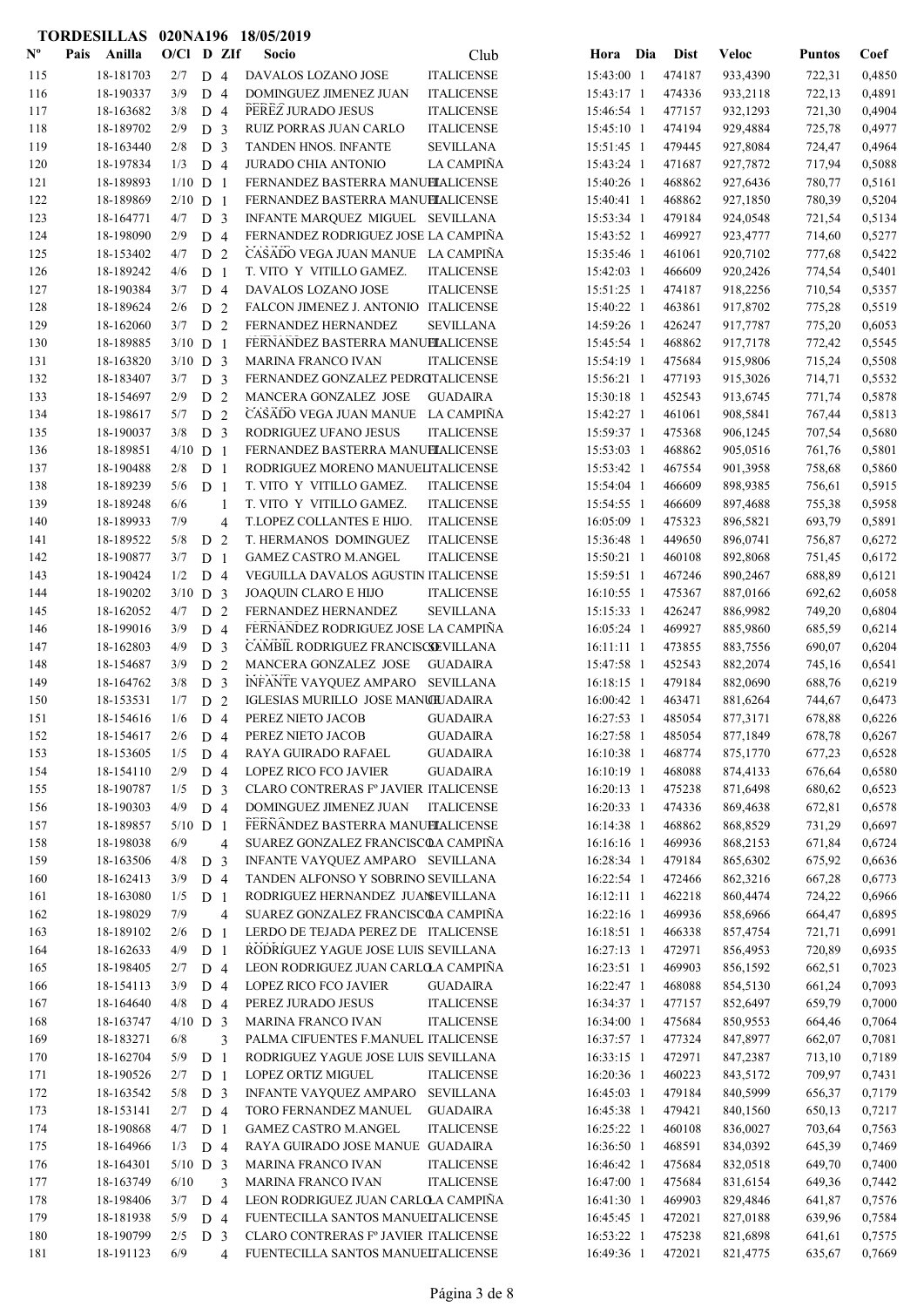# TORDESILLAS 020NA196 18/05/2019

| Nº | Pais | Anilla | O/Cl | D | ZIf | Socio | Club | Hora | Dia | Dist | Veloc | Puntos | Coef |
|---|---|---|---|---|---|---|---|---|---|---|---|---|---|
| 115 | | 18-181703 | 2/7 | D | 4 | DAVALOS LOZANO JOSE | ITALICENSE | 15:43:00 | 1 | 474187 | 933,4390 | 722,31 | 0,4850 |
| 116 | | 18-190337 | 3/9 | D | 4 | DOMINGUEZ JIMENEZ JUAN | ITALICENSE | 15:43:17 | 1 | 474336 | 933,2118 | 722,13 | 0,4891 |
| 117 | | 18-163682 | 3/8 | D | 4 | PEREZ JURADO JESUS | ITALICENSE | 15:46:54 | 1 | 477157 | 932,1293 | 721,30 | 0,4904 |
| 118 | | 18-189702 | 2/9 | D | 3 | RUIZ PORRAS JUAN CARLO | ITALICENSE | 15:45:10 | 1 | 474194 | 929,4884 | 725,78 | 0,4977 |
| 119 | | 18-163440 | 2/8 | D | 3 | TANDEN HNOS. INFANTE | SEVILLANA | 15:51:45 | 1 | 479445 | 927,8084 | 724,47 | 0,4964 |
| 120 | | 18-197834 | 1/3 | D | 4 | JURADO CHIA ANTONIO | LA CAMPIÑA | 15:43:24 | 1 | 471687 | 927,7872 | 717,94 | 0,5088 |
| 121 | | 18-189893 | 1/10 | D | 1 | FERNANDEZ BASTERRA MANUEL | ITALICENSE | 15:40:26 | 1 | 468862 | 927,6436 | 780,77 | 0,5161 |
| 122 | | 18-189869 | 2/10 | D | 1 | FERNANDEZ BASTERRA MANUEL | ITALICENSE | 15:40:41 | 1 | 468862 | 927,1850 | 780,39 | 0,5204 |
| 123 | | 18-164771 | 4/7 | D | 3 | INFANTE MARQUEZ MIGUEL | SEVILLANA | 15:53:34 | 1 | 479184 | 924,0548 | 721,54 | 0,5134 |
| 124 | | 18-198090 | 2/9 | D | 4 | FERNANDEZ RODRIGUEZ JOSE | LA CAMPIÑA | 15:43:52 | 1 | 469927 | 923,4777 | 714,60 | 0,5277 |
| 125 | | 18-153402 | 4/7 | D | 2 | CASADO VEGA JUAN MANUE | LA CAMPIÑA | 15:35:46 | 1 | 461061 | 920,7102 | 777,68 | 0,5422 |
| 126 | | 18-189242 | 4/6 | D | 1 | T. VITO Y VITILLO GAMEZ. | ITALICENSE | 15:42:03 | 1 | 466609 | 920,2426 | 774,54 | 0,5401 |
| 127 | | 18-190384 | 3/7 | D | 4 | DAVALOS LOZANO JOSE | ITALICENSE | 15:51:25 | 1 | 474187 | 918,2256 | 710,54 | 0,5357 |
| 128 | | 18-189624 | 2/6 | D | 2 | FALCON JIMENEZ J. ANTONIO | ITALICENSE | 15:40:22 | 1 | 463861 | 917,8702 | 775,28 | 0,5519 |
| 129 | | 18-162060 | 3/7 | D | 2 | FERNANDEZ HERNANDEZ | SEVILLANA | 14:59:26 | 1 | 426247 | 917,7787 | 775,20 | 0,6053 |
| 130 | | 18-189885 | 3/10 | D | 1 | FERNANDEZ BASTERRA MANUEL | ITALICENSE | 15:45:54 | 1 | 468862 | 917,7178 | 772,42 | 0,5545 |
| 131 | | 18-163820 | 3/10 | D | 3 | MARINA FRANCO IVAN | ITALICENSE | 15:54:19 | 1 | 475684 | 915,9806 | 715,24 | 0,5508 |
| 132 | | 18-183407 | 3/7 | D | 3 | FERNANDEZ GONZALEZ PEDRO | ITALICENSE | 15:56:21 | 1 | 477193 | 915,3026 | 714,71 | 0,5532 |
| 133 | | 18-154697 | 2/9 | D | 2 | MANCERA GONZALEZ JOSE | GUADAIRA | 15:30:18 | 1 | 452543 | 913,6745 | 771,74 | 0,5878 |
| 134 | | 18-198617 | 5/7 | D | 2 | CASADO VEGA JUAN MANUE | LA CAMPIÑA | 15:42:27 | 1 | 461061 | 908,5841 | 767,44 | 0,5813 |
| 135 | | 18-190037 | 3/8 | D | 3 | RODRIGUEZ UFANO JESUS | ITALICENSE | 15:59:37 | 1 | 475368 | 906,1245 | 707,54 | 0,5680 |
| 136 | | 18-189851 | 4/10 | D | 1 | FERNANDEZ BASTERRA MANUEL | ITALICENSE | 15:53:03 | 1 | 468862 | 905,0516 | 761,76 | 0,5801 |
| 137 | | 18-190488 | 2/8 | D | 1 | RODRIGUEZ MORENO MANUEL | ITALICENSE | 15:53:42 | 1 | 467554 | 901,3958 | 758,68 | 0,5860 |
| 138 | | 18-189239 | 5/6 | D | 1 | T. VITO Y VITILLO GAMEZ. | ITALICENSE | 15:54:04 | 1 | 466609 | 898,9385 | 756,61 | 0,5915 |
| 139 | | 18-189248 | 6/6 | | 1 | T. VITO Y VITILLO GAMEZ. | ITALICENSE | 15:54:55 | 1 | 466609 | 897,4688 | 755,38 | 0,5958 |
| 140 | | 18-189933 | 7/9 | | 4 | T.LOPEZ COLLANTES E HIJO. | ITALICENSE | 16:05:09 | 1 | 475323 | 896,5821 | 693,79 | 0,5891 |
| 141 | | 18-189522 | 5/8 | D | 2 | T. HERMANOS DOMINGUEZ | ITALICENSE | 15:36:48 | 1 | 449650 | 896,0741 | 756,87 | 0,6272 |
| 142 | | 18-190877 | 3/7 | D | 1 | GAMEZ CASTRO M.ANGEL | ITALICENSE | 15:50:21 | 1 | 460108 | 892,8068 | 751,45 | 0,6172 |
| 143 | | 18-190424 | 1/2 | D | 4 | VEGUILLA DAVALOS AGUSTIN | ITALICENSE | 15:59:51 | 1 | 467246 | 890,2467 | 688,89 | 0,6121 |
| 144 | | 18-190202 | 3/10 | D | 3 | JOAQUIN CLARO E HIJO | ITALICENSE | 16:10:55 | 1 | 475367 | 887,0166 | 692,62 | 0,6058 |
| 145 | | 18-162052 | 4/7 | D | 2 | FERNANDEZ HERNANDEZ | SEVILLANA | 15:15:33 | 1 | 426247 | 886,9982 | 749,20 | 0,6804 |
| 146 | | 18-199016 | 3/9 | D | 4 | FERNANDEZ RODRIGUEZ JOSE | LA CAMPIÑA | 16:05:24 | 1 | 469927 | 885,9860 | 685,59 | 0,6214 |
| 147 | | 18-162803 | 4/9 | D | 3 | CAMBIL RODRIGUEZ FRANCISCO | SEVILLANA | 16:11:11 | 1 | 473855 | 883,7556 | 690,07 | 0,6204 |
| 148 | | 18-154687 | 3/9 | D | 2 | MANCERA GONZALEZ JOSE | GUADAIRA | 15:47:58 | 1 | 452543 | 882,2074 | 745,16 | 0,6541 |
| 149 | | 18-164762 | 3/8 | D | 3 | INFANTE VAYQUEZ AMPARO | SEVILLANA | 16:18:15 | 1 | 479184 | 882,0690 | 688,76 | 0,6219 |
| 150 | | 18-153531 | 1/7 | D | 2 | IGLESIAS MURILLO JOSE MANUEL | GUADAIRA | 16:00:42 | 1 | 463471 | 881,6264 | 744,67 | 0,6473 |
| 151 | | 18-154616 | 1/6 | D | 4 | PEREZ NIETO JACOB | GUADAIRA | 16:27:53 | 1 | 485054 | 877,3171 | 678,88 | 0,6226 |
| 152 | | 18-154617 | 2/6 | D | 4 | PEREZ NIETO JACOB | GUADAIRA | 16:27:58 | 1 | 485054 | 877,1849 | 678,78 | 0,6267 |
| 153 | | 18-153605 | 1/5 | D | 4 | RAYA GUIRADO RAFAEL | GUADAIRA | 16:10:38 | 1 | 468774 | 875,1770 | 677,23 | 0,6528 |
| 154 | | 18-154110 | 2/9 | D | 4 | LOPEZ RICO FCO JAVIER | GUADAIRA | 16:10:19 | 1 | 468088 | 874,4133 | 676,64 | 0,6580 |
| 155 | | 18-190787 | 1/5 | D | 3 | CLARO CONTRERAS Fº JAVIER | ITALICENSE | 16:20:13 | 1 | 475238 | 871,6498 | 680,62 | 0,6523 |
| 156 | | 18-190303 | 4/9 | D | 4 | DOMINGUEZ JIMENEZ JUAN | ITALICENSE | 16:20:33 | 1 | 474336 | 869,4638 | 672,81 | 0,6578 |
| 157 | | 18-189857 | 5/10 | D | 1 | FERNANDEZ BASTERRA MANUEL | ITALICENSE | 16:14:38 | 1 | 468862 | 868,8529 | 731,29 | 0,6697 |
| 158 | | 18-198038 | 6/9 | | 4 | SUAREZ GONZALEZ FRANCISCO | LA CAMPIÑA | 16:16:16 | 1 | 469936 | 868,2153 | 671,84 | 0,6724 |
| 159 | | 18-163506 | 4/8 | D | 3 | INFANTE VAYQUEZ AMPARO | SEVILLANA | 16:28:34 | 1 | 479184 | 865,6302 | 675,92 | 0,6636 |
| 160 | | 18-162413 | 3/9 | D | 4 | TANDEN ALFONSO Y SOBRINO | SEVILLANA | 16:22:54 | 1 | 472466 | 862,3216 | 667,28 | 0,6773 |
| 161 | | 18-163080 | 1/5 | D | 1 | RODRIGUEZ HERNANDEZ JUAN | SEVILLANA | 16:12:11 | 1 | 462218 | 860,4474 | 724,22 | 0,6966 |
| 162 | | 18-198029 | 7/9 | | 4 | SUAREZ GONZALEZ FRANCISCO | LA CAMPIÑA | 16:22:16 | 1 | 469936 | 858,6966 | 664,47 | 0,6895 |
| 163 | | 18-189102 | 2/6 | D | 1 | LERDO DE TEJADA PEREZ DE | ITALICENSE | 16:18:51 | 1 | 466338 | 857,4754 | 721,71 | 0,6991 |
| 164 | | 18-162633 | 4/9 | D | 1 | RODRIGUEZ YAGUE JOSE LUIS | SEVILLANA | 16:27:13 | 1 | 472971 | 856,4953 | 720,89 | 0,6935 |
| 165 | | 18-198405 | 2/7 | D | 4 | LEON RODRIGUEZ JUAN CARLO | LA CAMPIÑA | 16:23:51 | 1 | 469903 | 856,1592 | 662,51 | 0,7023 |
| 166 | | 18-154113 | 3/9 | D | 4 | LOPEZ RICO FCO JAVIER | GUADAIRA | 16:22:47 | 1 | 468088 | 854,5130 | 661,24 | 0,7093 |
| 167 | | 18-164640 | 4/8 | D | 4 | PEREZ JURADO JESUS | ITALICENSE | 16:34:37 | 1 | 477157 | 852,6497 | 659,79 | 0,7000 |
| 168 | | 18-163747 | 4/10 | D | 3 | MARINA FRANCO IVAN | ITALICENSE | 16:34:00 | 1 | 475684 | 850,9553 | 664,46 | 0,7064 |
| 169 | | 18-183271 | 6/8 | | 3 | PALMA CIFUENTES F.MANUEL | ITALICENSE | 16:37:57 | 1 | 477324 | 847,8977 | 662,07 | 0,7081 |
| 170 | | 18-162704 | 5/9 | D | 1 | RODRIGUEZ YAGUE JOSE LUIS | SEVILLANA | 16:33:15 | 1 | 472971 | 847,2387 | 713,10 | 0,7189 |
| 171 | | 18-190526 | 2/7 | D | 1 | LOPEZ ORTIZ MIGUEL | ITALICENSE | 16:20:36 | 1 | 460223 | 843,5172 | 709,97 | 0,7431 |
| 172 | | 18-163542 | 5/8 | D | 3 | INFANTE VAYQUEZ AMPARO | SEVILLANA | 16:45:03 | 1 | 479184 | 840,5999 | 656,37 | 0,7179 |
| 173 | | 18-153141 | 2/7 | D | 4 | TORO FERNANDEZ MANUEL | GUADAIRA | 16:45:38 | 1 | 479421 | 840,1560 | 650,13 | 0,7217 |
| 174 | | 18-190868 | 4/7 | D | 1 | GAMEZ CASTRO M.ANGEL | ITALICENSE | 16:25:22 | 1 | 460108 | 836,0027 | 703,64 | 0,7563 |
| 175 | | 18-164966 | 1/3 | D | 4 | RAYA GUIRADO JOSE MANUE | GUADAIRA | 16:36:50 | 1 | 468591 | 834,0392 | 645,39 | 0,7469 |
| 176 | | 18-164301 | 5/10 | D | 3 | MARINA FRANCO IVAN | ITALICENSE | 16:46:42 | 1 | 475684 | 832,0518 | 649,70 | 0,7400 |
| 177 | | 18-163749 | 6/10 | | 3 | MARINA FRANCO IVAN | ITALICENSE | 16:47:00 | 1 | 475684 | 831,6154 | 649,36 | 0,7442 |
| 178 | | 18-198406 | 3/7 | D | 4 | LEON RODRIGUEZ JUAN CARLO | LA CAMPIÑA | 16:41:30 | 1 | 469903 | 829,4846 | 641,87 | 0,7576 |
| 179 | | 18-181938 | 5/9 | D | 4 | FUENTECILLA SANTOS MANUEL | ITALICENSE | 16:45:45 | 1 | 472021 | 827,0188 | 639,96 | 0,7584 |
| 180 | | 18-190799 | 2/5 | D | 3 | CLARO CONTRERAS Fº JAVIER | ITALICENSE | 16:53:22 | 1 | 475238 | 821,6898 | 641,61 | 0,7575 |
| 181 | | 18-191123 | 6/9 | | 4 | FUENTECILLA SANTOS MANUEL | ITALICENSE | 16:49:36 | 1 | 472021 | 821,4775 | 635,67 | 0,7669 |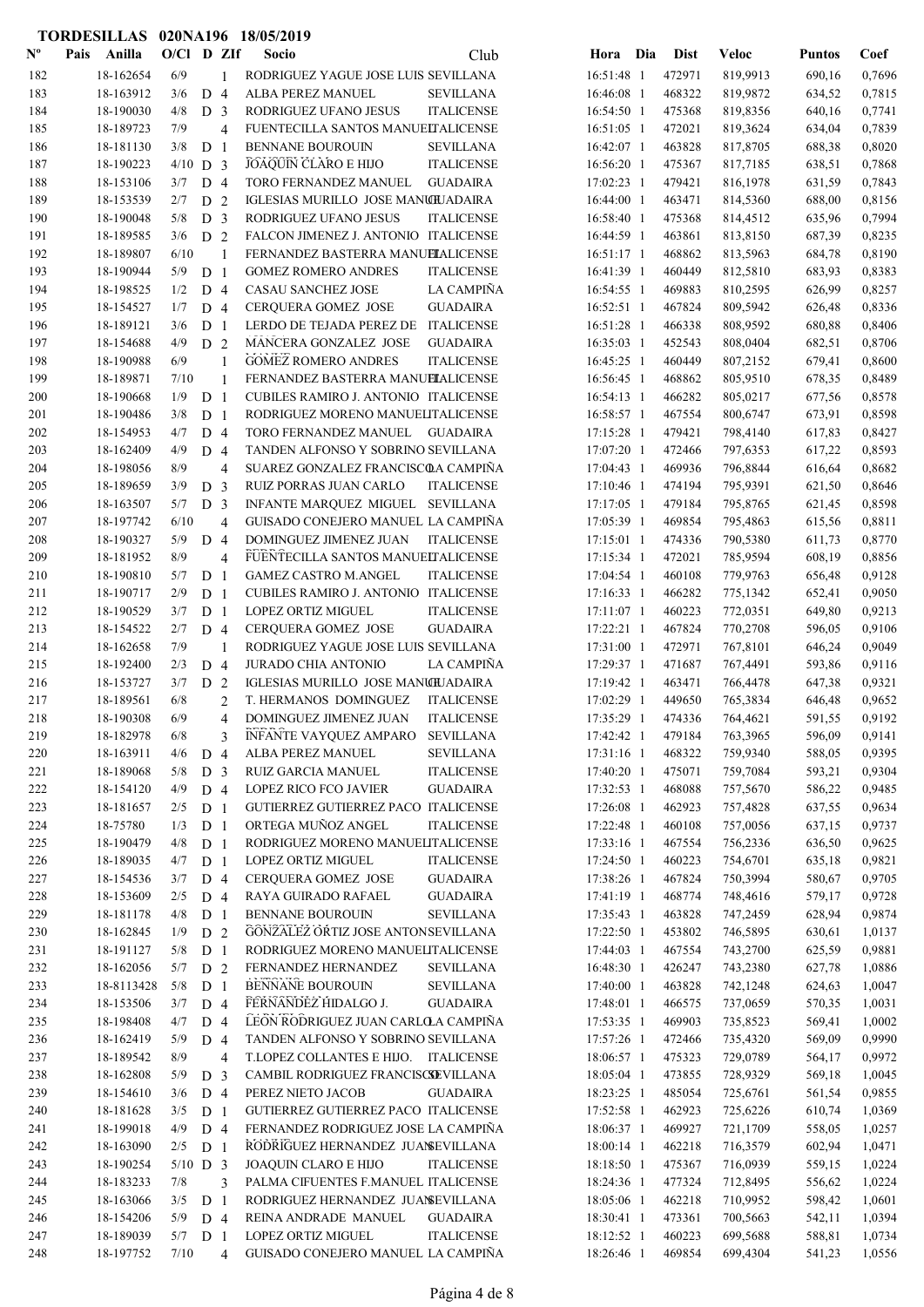# TORDESILLAS 020NA196 18/05/2019

| Nº | Pais | Anilla | O/Cl | D | ZIf | Socio | Club | Hora | Dia | Dist | Veloc | Puntos | Coef |
|---|---|---|---|---|---|---|---|---|---|---|---|---|---|
| 182 | | 18-162654 | 6/9 | | 1 | RODRIGUEZ YAGUE JOSE LUIS | SEVILLANA | 16:51:48 | 1 | 472971 | 819,9913 | 690,16 | 0,7696 |
| 183 | | 18-163912 | 3/6 | D | 4 | ALBA PEREZ MANUEL | SEVILLANA | 16:46:08 | 1 | 468322 | 819,9872 | 634,52 | 0,7815 |
| 184 | | 18-190030 | 4/8 | D | 3 | RODRIGUEZ UFANO JESUS | ITALICENSE | 16:54:50 | 1 | 475368 | 819,8356 | 640,16 | 0,7741 |
| 185 | | 18-189723 | 7/9 | | 4 | FUENTECILLA SANTOS MANUEL | ITALICENSE | 16:51:05 | 1 | 472021 | 819,3624 | 634,04 | 0,7839 |
| 186 | | 18-181130 | 3/8 | D | 1 | BENNANE BOUROUIN | SEVILLANA | 16:42:07 | 1 | 463828 | 817,8705 | 688,38 | 0,8020 |
| 187 | | 18-190223 | 4/10 | D | 3 | JOAQUIN CLARO E HIJO | ITALICENSE | 16:56:20 | 1 | 475367 | 817,7185 | 638,51 | 0,7868 |
| 188 | | 18-153106 | 3/7 | D | 4 | TORO FERNANDEZ MANUEL | GUADAIRA | 17:02:23 | 1 | 479421 | 816,1978 | 631,59 | 0,7843 |
| 189 | | 18-153539 | 2/7 | D | 2 | IGLESIAS MURILLO JOSE MANUEL | GUADAIRA | 16:44:00 | 1 | 463471 | 814,5360 | 688,00 | 0,8156 |
| 190 | | 18-190048 | 5/8 | D | 3 | RODRIGUEZ UFANO JESUS | ITALICENSE | 16:58:40 | 1 | 475368 | 814,4512 | 635,96 | 0,7994 |
| 191 | | 18-189585 | 3/6 | D | 2 | FALCON JIMENEZ J. ANTONIO | ITALICENSE | 16:44:59 | 1 | 463861 | 813,8150 | 687,39 | 0,8235 |
| 192 | | 18-189807 | 6/10 | | 1 | FERNANDEZ BASTERRA MANUEL | ITALICENSE | 16:51:17 | 1 | 468862 | 813,5963 | 684,78 | 0,8190 |
| 193 | | 18-190944 | 5/9 | D | 1 | GOMEZ ROMERO ANDRES | ITALICENSE | 16:41:39 | 1 | 460449 | 812,5810 | 683,93 | 0,8383 |
| 194 | | 18-198525 | 1/2 | D | 4 | CASAU SANCHEZ JOSE | LA CAMPIÑA | 16:54:55 | 1 | 469883 | 810,2595 | 626,99 | 0,8257 |
| 195 | | 18-154527 | 1/7 | D | 4 | CERQUERA GOMEZ JOSE | GUADAIRA | 16:52:51 | 1 | 467824 | 809,5942 | 626,48 | 0,8336 |
| 196 | | 18-189121 | 3/6 | D | 1 | LERDO DE TEJADA PEREZ DE | ITALICENSE | 16:51:28 | 1 | 466338 | 808,9592 | 680,88 | 0,8406 |
| 197 | | 18-154688 | 4/9 | D | 2 | MANCERA GONZALEZ JOSE | GUADAIRA | 16:35:03 | 1 | 452543 | 808,0404 | 682,51 | 0,8706 |
| 198 | | 18-190988 | 6/9 | | 1 | GOMEZ ROMERO ANDRES | ITALICENSE | 16:45:25 | 1 | 460449 | 807,2152 | 679,41 | 0,8600 |
| 199 | | 18-189871 | 7/10 | | 1 | FERNANDEZ BASTERRA MANUEL | ITALICENSE | 16:56:45 | 1 | 468862 | 805,9510 | 678,35 | 0,8489 |
| 200 | | 18-190668 | 1/9 | D | 1 | CUBILES RAMIRO J. ANTONIO | ITALICENSE | 16:54:13 | 1 | 466282 | 805,0217 | 677,56 | 0,8578 |
| 201 | | 18-190486 | 3/8 | D | 1 | RODRIGUEZ MORENO MANUEL | ITALICENSE | 16:58:57 | 1 | 467554 | 800,6747 | 673,91 | 0,8598 |
| 202 | | 18-154953 | 4/7 | D | 4 | TORO FERNANDEZ MANUEL | GUADAIRA | 17:15:28 | 1 | 479421 | 798,4140 | 617,83 | 0,8427 |
| 203 | | 18-162409 | 4/9 | D | 4 | TANDEN ALFONSO Y SOBRINO | SEVILLANA | 17:07:20 | 1 | 472466 | 797,6353 | 617,22 | 0,8593 |
| 204 | | 18-198056 | 8/9 | | 4 | SUAREZ GONZALEZ FRANCISCO | LA CAMPIÑA | 17:04:43 | 1 | 469936 | 796,8844 | 616,64 | 0,8682 |
| 205 | | 18-189659 | 3/9 | D | 3 | RUIZ PORRAS JUAN CARLO | ITALICENSE | 17:10:46 | 1 | 474194 | 795,9391 | 621,50 | 0,8646 |
| 206 | | 18-163507 | 5/7 | D | 3 | INFANTE MARQUEZ MIGUEL | SEVILLANA | 17:17:05 | 1 | 479184 | 795,8765 | 621,45 | 0,8598 |
| 207 | | 18-197742 | 6/10 | | 4 | GUISADO CONEJERO MANUEL | LA CAMPIÑA | 17:05:39 | 1 | 469854 | 795,4863 | 615,56 | 0,8811 |
| 208 | | 18-190327 | 5/9 | D | 4 | DOMINGUEZ JIMENEZ JUAN | ITALICENSE | 17:15:01 | 1 | 474336 | 790,5380 | 611,73 | 0,8770 |
| 209 | | 18-181952 | 8/9 | | 4 | FUENTECILLA SANTOS MANUEL | ITALICENSE | 17:15:34 | 1 | 472021 | 785,9594 | 608,19 | 0,8856 |
| 210 | | 18-190810 | 5/7 | D | 1 | GAMEZ CASTRO M.ANGEL | ITALICENSE | 17:04:54 | 1 | 460108 | 779,9763 | 656,48 | 0,9128 |
| 211 | | 18-190717 | 2/9 | D | 1 | CUBILES RAMIRO J. ANTONIO | ITALICENSE | 17:16:33 | 1 | 466282 | 775,1342 | 652,41 | 0,9050 |
| 212 | | 18-190529 | 3/7 | D | 1 | LOPEZ ORTIZ MIGUEL | ITALICENSE | 17:11:07 | 1 | 460223 | 772,0351 | 649,80 | 0,9213 |
| 213 | | 18-154522 | 2/7 | D | 4 | CERQUERA GOMEZ JOSE | GUADAIRA | 17:22:21 | 1 | 467824 | 770,2708 | 596,05 | 0,9106 |
| 214 | | 18-162658 | 7/9 | | 1 | RODRIGUEZ YAGUE JOSE LUIS | SEVILLANA | 17:31:00 | 1 | 472971 | 767,8101 | 646,24 | 0,9049 |
| 215 | | 18-192400 | 2/3 | D | 4 | JURADO CHIA ANTONIO | LA CAMPIÑA | 17:29:37 | 1 | 471687 | 767,4491 | 593,86 | 0,9116 |
| 216 | | 18-153727 | 3/7 | D | 2 | IGLESIAS MURILLO JOSE MANUEL | GUADAIRA | 17:19:42 | 1 | 463471 | 766,4478 | 647,38 | 0,9321 |
| 217 | | 18-189561 | 6/8 | | 2 | T. HERMANOS DOMINGUEZ | ITALICENSE | 17:02:29 | 1 | 449650 | 765,3834 | 646,48 | 0,9652 |
| 218 | | 18-190308 | 6/9 | | 4 | DOMINGUEZ JIMENEZ JUAN | ITALICENSE | 17:35:29 | 1 | 474336 | 764,4621 | 591,55 | 0,9192 |
| 219 | | 18-182978 | 6/8 | | 3 | INFANTE VAYQUEZ AMPARO | SEVILLANA | 17:42:42 | 1 | 479184 | 763,3965 | 596,09 | 0,9141 |
| 220 | | 18-163911 | 4/6 | D | 4 | ALBA PEREZ MANUEL | SEVILLANA | 17:31:16 | 1 | 468322 | 759,9340 | 588,05 | 0,9395 |
| 221 | | 18-189068 | 5/8 | D | 3 | RUIZ GARCIA MANUEL | ITALICENSE | 17:40:20 | 1 | 475071 | 759,7084 | 593,21 | 0,9304 |
| 222 | | 18-154120 | 4/9 | D | 4 | LOPEZ RICO FCO JAVIER | GUADAIRA | 17:32:53 | 1 | 468088 | 757,5670 | 586,22 | 0,9485 |
| 223 | | 18-181657 | 2/5 | D | 1 | GUTIERREZ GUTIERREZ PACO | ITALICENSE | 17:26:08 | 1 | 462923 | 757,4828 | 637,55 | 0,9634 |
| 224 | | 18-75780 | 1/3 | D | 1 | ORTEGA MUÑOZ ANGEL | ITALICENSE | 17:22:48 | 1 | 460108 | 757,0056 | 637,15 | 0,9737 |
| 225 | | 18-190479 | 4/8 | D | 1 | RODRIGUEZ MORENO MANUEL | ITALICENSE | 17:33:16 | 1 | 467554 | 756,2336 | 636,50 | 0,9625 |
| 226 | | 18-189035 | 4/7 | D | 1 | LOPEZ ORTIZ MIGUEL | ITALICENSE | 17:24:50 | 1 | 460223 | 754,6701 | 635,18 | 0,9821 |
| 227 | | 18-154536 | 3/7 | D | 4 | CERQUERA GOMEZ JOSE | GUADAIRA | 17:38:26 | 1 | 467824 | 750,3994 | 580,67 | 0,9705 |
| 228 | | 18-153609 | 2/5 | D | 4 | RAYA GUIRADO RAFAEL | GUADAIRA | 17:41:19 | 1 | 468774 | 748,4616 | 579,17 | 0,9728 |
| 229 | | 18-181178 | 4/8 | D | 1 | BENNANE BOUROUIN | SEVILLANA | 17:35:43 | 1 | 463828 | 747,2459 | 628,94 | 0,9874 |
| 230 | | 18-162845 | 1/9 | D | 2 | GONZALEZ ORTIZ JOSE ANTONIO | SEVILLANA | 17:22:50 | 1 | 453802 | 746,5895 | 630,61 | 1,0137 |
| 231 | | 18-191127 | 5/8 | D | 1 | RODRIGUEZ MORENO MANUEL | ITALICENSE | 17:44:03 | 1 | 467554 | 743,2700 | 625,59 | 0,9881 |
| 232 | | 18-162056 | 5/7 | D | 2 | FERNANDEZ HERNANDEZ | SEVILLANA | 16:48:30 | 1 | 426247 | 743,2380 | 627,78 | 1,0886 |
| 233 | | 18-8113428 | 5/8 | D | 1 | BENNANE BOUROUIN | SEVILLANA | 17:40:00 | 1 | 463828 | 742,1248 | 624,63 | 1,0047 |
| 234 | | 18-153506 | 3/7 | D | 4 | FERNANDEZ HIDALGO J. | GUADAIRA | 17:48:01 | 1 | 466575 | 737,0659 | 570,35 | 1,0031 |
| 235 | | 18-198408 | 4/7 | D | 4 | LEON RODRIGUEZ JUAN CARLOS | LA CAMPIÑA | 17:53:35 | 1 | 469903 | 735,8523 | 569,41 | 1,0002 |
| 236 | | 18-162419 | 5/9 | D | 4 | TANDEN ALFONSO Y SOBRINO | SEVILLANA | 17:57:26 | 1 | 472466 | 735,4320 | 569,09 | 0,9990 |
| 237 | | 18-189542 | 8/9 | | 4 | T.LOPEZ COLLANTES E HIJO. | ITALICENSE | 18:06:57 | 1 | 475323 | 729,0789 | 564,17 | 0,9972 |
| 238 | | 18-162808 | 5/9 | D | 3 | CAMBIL RODRIGUEZ FRANCISCO | SEVILLANA | 18:05:04 | 1 | 473855 | 728,9329 | 569,18 | 1,0045 |
| 239 | | 18-154610 | 3/6 | D | 4 | PEREZ NIETO JACOB | GUADAIRA | 18:23:25 | 1 | 485054 | 725,6761 | 561,54 | 0,9855 |
| 240 | | 18-181628 | 3/5 | D | 1 | GUTIERREZ GUTIERREZ PACO | ITALICENSE | 17:52:58 | 1 | 462923 | 725,6226 | 610,74 | 1,0369 |
| 241 | | 18-199018 | 4/9 | D | 4 | FERNANDEZ RODRIGUEZ JOSE | LA CAMPIÑA | 18:06:37 | 1 | 469927 | 721,1709 | 558,05 | 1,0257 |
| 242 | | 18-163090 | 2/5 | D | 1 | RODRIGUEZ HERNANDEZ JUAN | SEVILLANA | 18:00:14 | 1 | 462218 | 716,3579 | 602,94 | 1,0471 |
| 243 | | 18-190254 | 5/10 | D | 3 | JOAQUIN CLARO E HIJO | ITALICENSE | 18:18:50 | 1 | 475367 | 716,0939 | 559,15 | 1,0224 |
| 244 | | 18-183233 | 7/8 | | 3 | PALMA CIFUENTES F.MANUEL | ITALICENSE | 18:24:36 | 1 | 477324 | 712,8495 | 556,62 | 1,0224 |
| 245 | | 18-163066 | 3/5 | D | 1 | RODRIGUEZ HERNANDEZ JUAN | SEVILLANA | 18:05:06 | 1 | 462218 | 710,9952 | 598,42 | 1,0601 |
| 246 | | 18-154206 | 5/9 | D | 4 | REINA ANDRADE MANUEL | GUADAIRA | 18:30:41 | 1 | 473361 | 700,5663 | 542,11 | 1,0394 |
| 247 | | 18-189039 | 5/7 | D | 1 | LOPEZ ORTIZ MIGUEL | ITALICENSE | 18:12:52 | 1 | 460223 | 699,5688 | 588,81 | 1,0734 |
| 248 | | 18-197752 | 7/10 | | 4 | GUISADO CONEJERO MANUEL | LA CAMPIÑA | 18:26:46 | 1 | 469854 | 699,4304 | 541,23 | 1,0556 |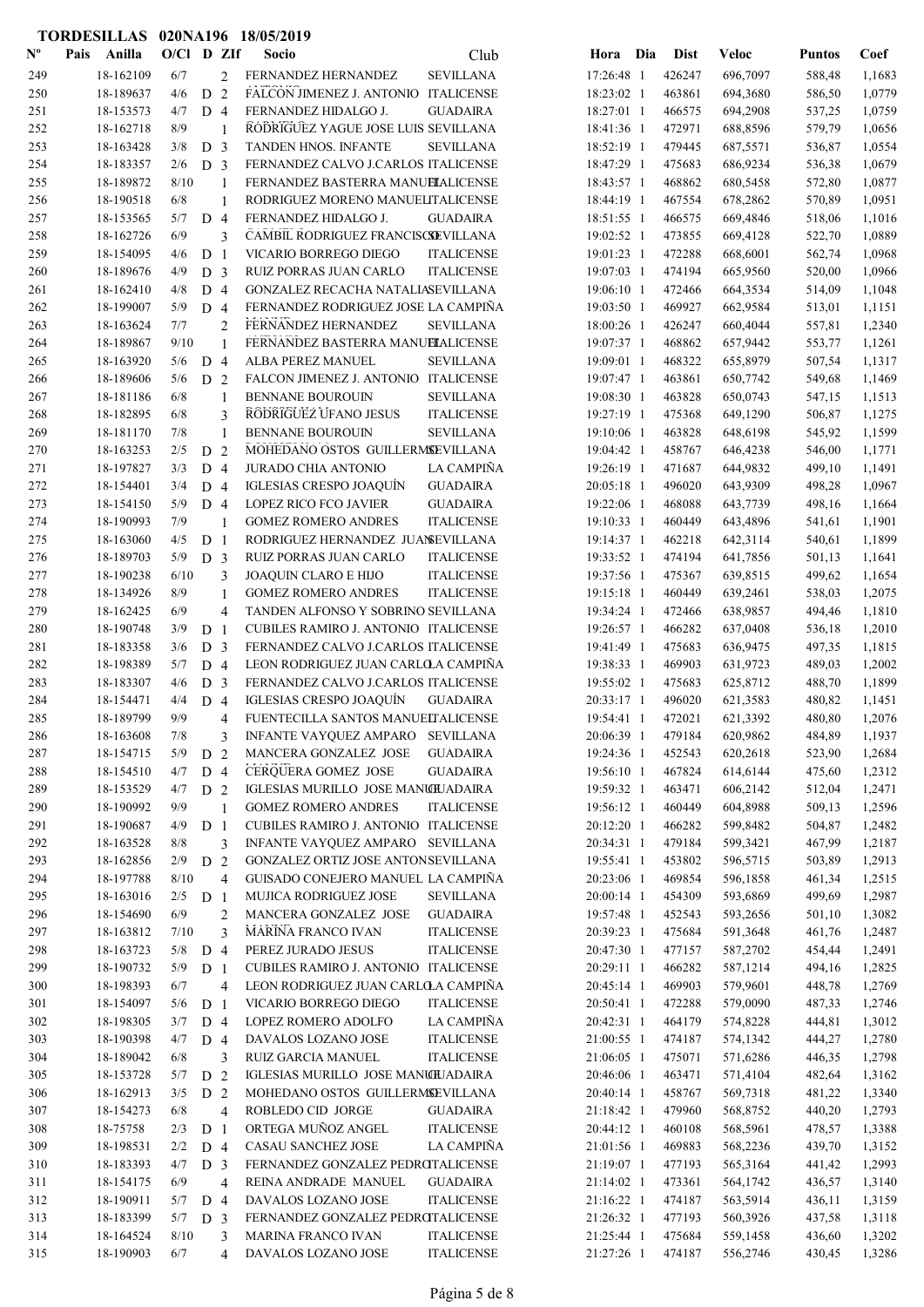**TORDESILLAS 020NA196 18/05/2019**

| Nº | Pais | Anilla | O/Cl | D | ZIf | Socio | Club | Hora | Dia | Dist | Veloc | Puntos | Coef |
|---|---|---|---|---|---|---|---|---|---|---|---|---|---|
| 249 | | 18-162109 | 6/7 | | 2 | FERNANDEZ HERNANDEZ | SEVILLANA | 17:26:48 | 1 | 426247 | 696,7097 | 588,48 | 1,1683 |
| 250 | | 18-189637 | 4/6 | D | 2 | FALCON JIMENEZ J. ANTONIO | ITALICENSE | 18:23:02 | 1 | 463861 | 694,3680 | 586,50 | 1,0779 |
| 251 | | 18-153573 | 4/7 | D | 4 | FERNANDEZ HIDALGO J. | GUADAIRA | 18:27:01 | 1 | 466575 | 694,2908 | 537,25 | 1,0759 |
| 252 | | 18-162718 | 8/9 | | 1 | RODRIGUEZ YAGUE JOSE LUIS | SEVILLANA | 18:41:36 | 1 | 472971 | 688,8596 | 579,79 | 1,0656 |
| 253 | | 18-163428 | 3/8 | D | 3 | TANDEN HNOS. INFANTE | SEVILLANA | 18:52:19 | 1 | 479445 | 687,5571 | 536,87 | 1,0554 |
| 254 | | 18-183357 | 2/6 | D | 3 | FERNANDEZ CALVO J.CARLOS | ITALICENSE | 18:47:29 | 1 | 475683 | 686,9234 | 536,38 | 1,0679 |
| 255 | | 18-189872 | 8/10 | | 1 | FERNANDEZ BASTERRA MANUEL | ITALICENSE | 18:43:57 | 1 | 468862 | 680,5458 | 572,80 | 1,0877 |
| 256 | | 18-190518 | 6/8 | | 1 | RODRIGUEZ MORENO MANUEL | ITALICENSE | 18:44:19 | 1 | 467554 | 678,2862 | 570,89 | 1,0951 |
| 257 | | 18-153565 | 5/7 | D | 4 | FERNANDEZ HIDALGO J. | GUADAIRA | 18:51:55 | 1 | 466575 | 669,4846 | 518,06 | 1,1016 |
| 258 | | 18-162726 | 6/9 | | 3 | CAMBIL RODRIGUEZ FRANCISCO | SEVILLANA | 19:02:52 | 1 | 473855 | 669,4128 | 522,70 | 1,0889 |
| 259 | | 18-154095 | 4/6 | D | 1 | VICARIO BORREGO DIEGO | ITALICENSE | 19:01:23 | 1 | 472288 | 668,6001 | 562,74 | 1,0968 |
| 260 | | 18-189676 | 4/9 | D | 3 | RUIZ PORRAS JUAN CARLO | ITALICENSE | 19:07:03 | 1 | 474194 | 665,9560 | 520,00 | 1,0966 |
| 261 | | 18-162410 | 4/8 | D | 4 | GONZALEZ RECACHA NATALIA | SEVILLANA | 19:06:10 | 1 | 472466 | 664,3534 | 514,09 | 1,1048 |
| 262 | | 18-199007 | 5/9 | D | 4 | FERNANDEZ RODRIGUEZ JOSE | LA CAMPIÑA | 19:03:50 | 1 | 469927 | 662,9584 | 513,01 | 1,1151 |
| 263 | | 18-163624 | 7/7 | | 2 | FERNANDEZ HERNANDEZ | SEVILLANA | 18:00:26 | 1 | 426247 | 660,4044 | 557,81 | 1,2340 |
| 264 | | 18-189867 | 9/10 | | 1 | FERNANDEZ BASTERRA MANUEL | ITALICENSE | 19:07:37 | 1 | 468862 | 657,9442 | 553,77 | 1,1261 |
| 265 | | 18-163920 | 5/6 | D | 4 | ALBA PEREZ MANUEL | SEVILLANA | 19:09:01 | 1 | 468322 | 655,8979 | 507,54 | 1,1317 |
| 266 | | 18-189606 | 5/6 | D | 2 | FALCON JIMENEZ J. ANTONIO | ITALICENSE | 19:07:47 | 1 | 463861 | 650,7742 | 549,68 | 1,1469 |
| 267 | | 18-181186 | 6/8 | | 1 | BENNANE BOUROUIN | SEVILLANA | 19:08:30 | 1 | 463828 | 650,0743 | 547,15 | 1,1513 |
| 268 | | 18-182895 | 6/8 | | 3 | RODRIGUEZ UFANO JESUS | ITALICENSE | 19:27:19 | 1 | 475368 | 649,1290 | 506,87 | 1,1275 |
| 269 | | 18-181170 | 7/8 | | 1 | BENNANE BOUROUIN | SEVILLANA | 19:10:06 | 1 | 463828 | 648,6198 | 545,92 | 1,1599 |
| 270 | | 18-163253 | 2/5 | D | 2 | MOHEDANO OSTOS GUILLERMO | SEVILLANA | 19:04:42 | 1 | 458767 | 646,4238 | 546,00 | 1,1771 |
| 271 | | 18-197827 | 3/3 | D | 4 | JURADO CHIA ANTONIO | LA CAMPIÑA | 19:26:19 | 1 | 471687 | 644,9832 | 499,10 | 1,1491 |
| 272 | | 18-154401 | 3/4 | D | 4 | IGLESIAS CRESPO JOAQUÍN | GUADAIRA | 20:05:18 | 1 | 496020 | 643,9309 | 498,28 | 1,0967 |
| 273 | | 18-154150 | 5/9 | D | 4 | LOPEZ RICO FCO JAVIER | GUADAIRA | 19:22:06 | 1 | 468088 | 643,7739 | 498,16 | 1,1664 |
| 274 | | 18-190993 | 7/9 | | 1 | GOMEZ ROMERO ANDRES | ITALICENSE | 19:10:33 | 1 | 460449 | 643,4896 | 541,61 | 1,1901 |
| 275 | | 18-163060 | 4/5 | D | 1 | RODRIGUEZ HERNANDEZ JUAN | SEVILLANA | 19:14:37 | 1 | 462218 | 642,3114 | 540,61 | 1,1899 |
| 276 | | 18-189703 | 5/9 | D | 3 | RUIZ PORRAS JUAN CARLO | ITALICENSE | 19:33:52 | 1 | 474194 | 641,7856 | 501,13 | 1,1641 |
| 277 | | 18-190238 | 6/10 | | 3 | JOAQUIN CLARO E HIJO | ITALICENSE | 19:37:56 | 1 | 475367 | 639,8515 | 499,62 | 1,1654 |
| 278 | | 18-134926 | 8/9 | | 1 | GOMEZ ROMERO ANDRES | ITALICENSE | 19:15:18 | 1 | 460449 | 639,2461 | 538,03 | 1,2075 |
| 279 | | 18-162425 | 6/9 | | 4 | TANDEN ALFONSO Y SOBRINO | SEVILLANA | 19:34:24 | 1 | 472466 | 638,9857 | 494,46 | 1,1810 |
| 280 | | 18-190748 | 3/9 | D | 1 | CUBILES RAMIRO J. ANTONIO | ITALICENSE | 19:26:57 | 1 | 466282 | 637,0408 | 536,18 | 1,2010 |
| 281 | | 18-183358 | 3/6 | D | 3 | FERNANDEZ CALVO J.CARLOS | ITALICENSE | 19:41:49 | 1 | 475683 | 636,9475 | 497,35 | 1,1815 |
| 282 | | 18-198389 | 5/7 | D | 4 | LEON RODRIGUEZ JUAN CARLO | LA CAMPIÑA | 19:38:33 | 1 | 469903 | 631,9723 | 489,03 | 1,2002 |
| 283 | | 18-183307 | 4/6 | D | 3 | FERNANDEZ CALVO J.CARLOS | ITALICENSE | 19:55:02 | 1 | 475683 | 625,8712 | 488,70 | 1,1899 |
| 284 | | 18-154471 | 4/4 | D | 4 | IGLESIAS CRESPO JOAQUÍN | GUADAIRA | 20:33:17 | 1 | 496020 | 621,3583 | 480,82 | 1,1451 |
| 285 | | 18-189799 | 9/9 | | 4 | FUENTECILLA SANTOS MANUEL | ITALICENSE | 19:54:41 | 1 | 472021 | 621,3392 | 480,80 | 1,2076 |
| 286 | | 18-163608 | 7/8 | | 3 | INFANTE VAYQUEZ AMPARO | SEVILLANA | 20:06:39 | 1 | 479184 | 620,9862 | 484,89 | 1,1937 |
| 287 | | 18-154715 | 5/9 | D | 2 | MANCERA GONZALEZ JOSE | GUADAIRA | 19:24:36 | 1 | 452543 | 620,2618 | 523,90 | 1,2684 |
| 288 | | 18-154510 | 4/7 | D | 4 | CERQUERA GOMEZ JOSE | GUADAIRA | 19:56:10 | 1 | 467824 | 614,6144 | 475,60 | 1,2312 |
| 289 | | 18-153529 | 4/7 | D | 2 | IGLESIAS MURILLO JOSE MANUEL | GUADAIRA | 19:59:32 | 1 | 463471 | 606,2142 | 512,04 | 1,2471 |
| 290 | | 18-190992 | 9/9 | | 1 | GOMEZ ROMERO ANDRES | ITALICENSE | 19:56:12 | 1 | 460449 | 604,8988 | 509,13 | 1,2596 |
| 291 | | 18-190687 | 4/9 | D | 1 | CUBILES RAMIRO J. ANTONIO | ITALICENSE | 20:12:20 | 1 | 466282 | 599,8482 | 504,87 | 1,2482 |
| 292 | | 18-163528 | 8/8 | | 3 | INFANTE VAYQUEZ AMPARO | SEVILLANA | 20:34:31 | 1 | 479184 | 599,3421 | 467,99 | 1,2187 |
| 293 | | 18-162856 | 2/9 | D | 2 | GONZALEZ ORTIZ JOSE ANTON | SEVILLANA | 19:55:41 | 1 | 453802 | 596,5715 | 503,89 | 1,2913 |
| 294 | | 18-197788 | 8/10 | | 4 | GUISADO CONEJERO MANUEL | LA CAMPIÑA | 20:23:06 | 1 | 469854 | 596,1858 | 461,34 | 1,2515 |
| 295 | | 18-163016 | 2/5 | D | 1 | MUJICA RODRIGUEZ JOSE | SEVILLANA | 20:00:14 | 1 | 454309 | 593,6869 | 499,69 | 1,2987 |
| 296 | | 18-154690 | 6/9 | | 2 | MANCERA GONZALEZ JOSE | GUADAIRA | 19:57:48 | 1 | 452543 | 593,2656 | 501,10 | 1,3082 |
| 297 | | 18-163812 | 7/10 | | 3 | MARIÑA FRANCO IVAN | ITALICENSE | 20:39:23 | 1 | 475684 | 591,3648 | 461,76 | 1,2487 |
| 298 | | 18-163723 | 5/8 | D | 4 | PEREZ JURADO JESUS | ITALICENSE | 20:47:30 | 1 | 477157 | 587,2702 | 454,44 | 1,2491 |
| 299 | | 18-190732 | 5/9 | D | 1 | CUBILES RAMIRO J. ANTONIO | ITALICENSE | 20:29:11 | 1 | 466282 | 587,1214 | 494,16 | 1,2825 |
| 300 | | 18-198393 | 6/7 | | 4 | LEON RODRIGUEZ JUAN CARLO | LA CAMPIÑA | 20:45:14 | 1 | 469903 | 579,9601 | 448,78 | 1,2769 |
| 301 | | 18-154097 | 5/6 | D | 1 | VICARIO BORREGO DIEGO | ITALICENSE | 20:50:41 | 1 | 472288 | 579,0090 | 487,33 | 1,2746 |
| 302 | | 18-198305 | 3/7 | D | 4 | LOPEZ ROMERO ADOLFO | LA CAMPIÑA | 20:42:31 | 1 | 464179 | 574,8228 | 444,81 | 1,3012 |
| 303 | | 18-190398 | 4/7 | D | 4 | DAVALOS LOZANO JOSE | ITALICENSE | 21:00:55 | 1 | 474187 | 574,1342 | 444,27 | 1,2780 |
| 304 | | 18-189042 | 6/8 | | 3 | RUIZ GARCIA MANUEL | ITALICENSE | 21:06:05 | 1 | 475071 | 571,6286 | 446,35 | 1,2798 |
| 305 | | 18-153728 | 5/7 | D | 2 | IGLESIAS MURILLO JOSE MANUEL | GUADAIRA | 20:46:06 | 1 | 463471 | 571,4104 | 482,64 | 1,3162 |
| 306 | | 18-162913 | 3/5 | D | 2 | MOHEDANO OSTOS GUILLERMO | SEVILLANA | 20:40:14 | 1 | 458767 | 569,7318 | 481,22 | 1,3340 |
| 307 | | 18-154273 | 6/8 | | 4 | ROBLEDO CID JORGE | GUADAIRA | 21:18:42 | 1 | 479960 | 568,8752 | 440,20 | 1,2793 |
| 308 | | 18-75758 | 2/3 | D | 1 | ORTEGA MUÑOZ ANGEL | ITALICENSE | 20:44:12 | 1 | 460108 | 568,5961 | 478,57 | 1,3388 |
| 309 | | 18-198531 | 2/2 | D | 4 | CASAU SANCHEZ JOSE | LA CAMPIÑA | 21:01:56 | 1 | 469883 | 568,2236 | 439,70 | 1,3152 |
| 310 | | 18-183393 | 4/7 | D | 3 | FERNANDEZ GONZALEZ PEDRO | ITALICENSE | 21:19:07 | 1 | 477193 | 565,3164 | 441,42 | 1,2993 |
| 311 | | 18-154175 | 6/9 | | 4 | REINA ANDRADE MANUEL | GUADAIRA | 21:14:02 | 1 | 473361 | 564,1742 | 436,57 | 1,3140 |
| 312 | | 18-190911 | 5/7 | D | 4 | DAVALOS LOZANO JOSE | ITALICENSE | 21:16:22 | 1 | 474187 | 563,5914 | 436,11 | 1,3159 |
| 313 | | 18-183399 | 5/7 | D | 3 | FERNANDEZ GONZALEZ PEDRO | ITALICENSE | 21:26:32 | 1 | 477193 | 560,3926 | 437,58 | 1,3118 |
| 314 | | 18-164524 | 8/10 | | 3 | MARINA FRANCO IVAN | ITALICENSE | 21:25:44 | 1 | 475684 | 559,1458 | 436,60 | 1,3202 |
| 315 | | 18-190903 | 6/7 | | 4 | DAVALOS LOZANO JOSE | ITALICENSE | 21:27:26 | 1 | 474187 | 556,2746 | 430,45 | 1,3286 |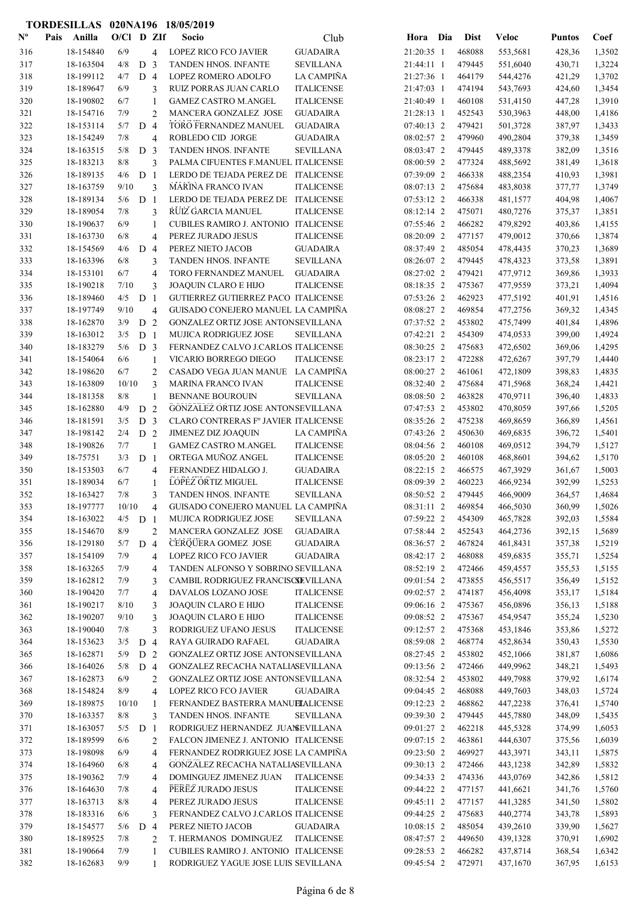**TORDESILLAS 020NA196 18/05/2019**

| Nº | Pais | Anilla | O/Cl | D | ZIf | Socio | Club | Hora | Dia | Dist | Veloc | Puntos | Coef |
|---|---|---|---|---|---|---|---|---|---|---|---|---|---|
| 316 | | 18-154840 | 6/9 | | 4 | LOPEZ RICO FCO JAVIER | GUADAIRA | 21:20:35 | 1 | 468088 | 553,5681 | 428,36 | 1,3502 |
| 317 | | 18-163504 | 4/8 | D | 3 | TANDEN HNOS. INFANTE | SEVILLANA | 21:44:11 | 1 | 479445 | 551,6040 | 430,71 | 1,3224 |
| 318 | | 18-199112 | 4/7 | D | 4 | LOPEZ ROMERO ADOLFO | LA CAMPIÑA | 21:27:36 | 1 | 464179 | 544,4276 | 421,29 | 1,3702 |
| 319 | | 18-189647 | 6/9 | | 3 | RUIZ PORRAS JUAN CARLO | ITALICENSE | 21:47:03 | 1 | 474194 | 543,7693 | 424,60 | 1,3454 |
| 320 | | 18-190802 | 6/7 | | 1 | GAMEZ CASTRO M.ANGEL | ITALICENSE | 21:40:49 | 1 | 460108 | 531,4150 | 447,28 | 1,3910 |
| 321 | | 18-154716 | 7/9 | | 2 | MANCERA GONZALEZ JOSE | GUADAIRA | 21:28:13 | 1 | 452543 | 530,3963 | 448,00 | 1,4186 |
| 322 | | 18-153114 | 5/7 | D | 4 | TORO FERNANDEZ MANUEL | GUADAIRA | 07:40:13 | 2 | 479421 | 501,3728 | 387,97 | 1,3433 |
| 323 | | 18-154249 | 7/8 | | 4 | ROBLEDO CID JORGE | GUADAIRA | 08:02:57 | 2 | 479960 | 490,2804 | 379,38 | 1,3459 |
| 324 | | 18-163515 | 5/8 | D | 3 | TANDEN HNOS. INFANTE | SEVILLANA | 08:03:47 | 2 | 479445 | 489,3378 | 382,09 | 1,3516 |
| 325 | | 18-183213 | 8/8 | | 3 | PALMA CIFUENTES F.MANUEL | ITALICENSE | 08:00:59 | 2 | 477324 | 488,5692 | 381,49 | 1,3618 |
| 326 | | 18-189135 | 4/6 | D | 1 | LERDO DE TEJADA PEREZ DE | ITALICENSE | 07:39:09 | 2 | 466338 | 488,2354 | 410,93 | 1,3981 |
| 327 | | 18-163759 | 9/10 | | 3 | MARINA FRANCO IVAN | ITALICENSE | 08:07:13 | 2 | 475684 | 483,8038 | 377,77 | 1,3749 |
| 328 | | 18-189134 | 5/6 | D | 1 | LERDO DE TEJADA PEREZ DE | ITALICENSE | 07:53:12 | 2 | 466338 | 481,1577 | 404,98 | 1,4067 |
| 329 | | 18-189054 | 7/8 | | 3 | RUIZ GARCIA MANUEL | ITALICENSE | 08:12:14 | 2 | 475071 | 480,7276 | 375,37 | 1,3851 |
| 330 | | 18-190637 | 6/9 | | 1 | CUBILES RAMIRO J. ANTONIO | ITALICENSE | 07:55:46 | 2 | 466282 | 479,8292 | 403,86 | 1,4155 |
| 331 | | 18-163730 | 6/8 | | 4 | PEREZ JURADO JESUS | ITALICENSE | 08:20:09 | 2 | 477157 | 479,0012 | 370,66 | 1,3874 |
| 332 | | 18-154569 | 4/6 | D | 4 | PEREZ NIETO JACOB | GUADAIRA | 08:37:49 | 2 | 485054 | 478,4435 | 370,23 | 1,3689 |
| 333 | | 18-163396 | 6/8 | | 3 | TANDEN HNOS. INFANTE | SEVILLANA | 08:26:07 | 2 | 479445 | 478,4323 | 373,58 | 1,3891 |
| 334 | | 18-153101 | 6/7 | | 4 | TORO FERNANDEZ MANUEL | GUADAIRA | 08:27:02 | 2 | 479421 | 477,9712 | 369,86 | 1,3933 |
| 335 | | 18-190218 | 7/10 | | 3 | JOAQUIN CLARO E HIJO | ITALICENSE | 08:18:35 | 2 | 475367 | 477,9559 | 373,21 | 1,4094 |
| 336 | | 18-189460 | 4/5 | D | 1 | GUTIERREZ GUTIERREZ PACO | ITALICENSE | 07:53:26 | 2 | 462923 | 477,5192 | 401,91 | 1,4516 |
| 337 | | 18-197749 | 9/10 | | 4 | GUISADO CONEJERO MANUEL | LA CAMPIÑA | 08:08:27 | 2 | 469854 | 477,2756 | 369,32 | 1,4345 |
| 338 | | 18-162870 | 3/9 | D | 2 | GONZALEZ ORTIZ JOSE ANTON | SEVILLANA | 07:37:52 | 2 | 453802 | 475,7499 | 401,84 | 1,4896 |
| 339 | | 18-163012 | 3/5 | D | 1 | MUJICA RODRIGUEZ JOSE | SEVILLANA | 07:42:21 | 2 | 454309 | 474,0533 | 399,00 | 1,4924 |
| 340 | | 18-183279 | 5/6 | D | 3 | FERNANDEZ CALVO J.CARLOS | ITALICENSE | 08:30:25 | 2 | 475683 | 472,6502 | 369,06 | 1,4295 |
| 341 | | 18-154064 | 6/6 | | 1 | VICARIO BORREGO DIEGO | ITALICENSE | 08:23:17 | 2 | 472288 | 472,6267 | 397,79 | 1,4440 |
| 342 | | 18-198620 | 6/7 | | 2 | CASADO VEGA JUAN MANUE | LA CAMPIÑA | 08:00:27 | 2 | 461061 | 472,1809 | 398,83 | 1,4835 |
| 343 | | 18-163809 | 10/10 | | 3 | MARINA FRANCO IVAN | ITALICENSE | 08:32:40 | 2 | 475684 | 471,5968 | 368,24 | 1,4421 |
| 344 | | 18-181358 | 8/8 | | 1 | BENNANE BOUROUIN | SEVILLANA | 08:08:50 | 2 | 463828 | 470,9711 | 396,40 | 1,4833 |
| 345 | | 18-162880 | 4/9 | D | 2 | GONZALEZ ORTIZ JOSE ANTON | SEVILLANA | 07:47:53 | 2 | 453802 | 470,8059 | 397,66 | 1,5205 |
| 346 | | 18-181591 | 3/5 | D | 3 | CLARO CONTRERAS Fº JAVIER | ITALICENSE | 08:35:26 | 2 | 475238 | 469,8659 | 366,89 | 1,4561 |
| 347 | | 18-198142 | 2/4 | D | 2 | JIMENEZ DIZ JOAQUIN | LA CAMPIÑA | 07:43:26 | 2 | 450630 | 469,6835 | 396,72 | 1,5401 |
| 348 | | 18-190826 | 7/7 | | 1 | GAMEZ CASTRO M.ANGEL | ITALICENSE | 08:04:56 | 2 | 460108 | 469,0512 | 394,79 | 1,5127 |
| 349 | | 18-75751 | 3/3 | D | 1 | ORTEGA MUÑOZ ANGEL | ITALICENSE | 08:05:20 | 2 | 460108 | 468,8601 | 394,62 | 1,5170 |
| 350 | | 18-153503 | 6/7 | | 4 | FERNANDEZ HIDALGO J. | GUADAIRA | 08:22:15 | 2 | 466575 | 467,3929 | 361,67 | 1,5003 |
| 351 | | 18-189034 | 6/7 | | 1 | LOPEZ ORTIZ MIGUEL | ITALICENSE | 08:09:39 | 2 | 460223 | 466,9234 | 392,99 | 1,5253 |
| 352 | | 18-163427 | 7/8 | | 3 | TANDEN HNOS. INFANTE | SEVILLANA | 08:50:52 | 2 | 479445 | 466,9009 | 364,57 | 1,4684 |
| 353 | | 18-197777 | 10/10 | | 4 | GUISADO CONEJERO MANUEL | LA CAMPIÑA | 08:31:11 | 2 | 469854 | 466,5030 | 360,99 | 1,5026 |
| 354 | | 18-163022 | 4/5 | D | 1 | MUJICA RODRIGUEZ JOSE | SEVILLANA | 07:59:22 | 2 | 454309 | 465,7828 | 392,03 | 1,5584 |
| 355 | | 18-154670 | 8/9 | | 2 | MANCERA GONZALEZ JOSE | GUADAIRA | 07:58:44 | 2 | 452543 | 464,2736 | 392,15 | 1,5689 |
| 356 | | 18-129180 | 5/7 | D | 4 | CERQUERA GOMEZ JOSE | GUADAIRA | 08:36:57 | 2 | 467824 | 461,8431 | 357,38 | 1,5219 |
| 357 | | 18-154109 | 7/9 | | 4 | LOPEZ RICO FCO JAVIER | GUADAIRA | 08:42:17 | 2 | 468088 | 459,6835 | 355,71 | 1,5254 |
| 358 | | 18-163265 | 7/9 | | 4 | TANDEN ALFONSO Y SOBRINO | SEVILLANA | 08:52:19 | 2 | 472466 | 459,4557 | 355,53 | 1,5155 |
| 359 | | 18-162812 | 7/9 | | 3 | CAMBIL RODRIGUEZ FRANCISCO | SEVILLANA | 09:01:54 | 2 | 473855 | 456,5517 | 356,49 | 1,5152 |
| 360 | | 18-190420 | 7/7 | | 4 | DAVALOS LOZANO JOSE | ITALICENSE | 09:02:57 | 2 | 474187 | 456,4098 | 353,17 | 1,5184 |
| 361 | | 18-190217 | 8/10 | | 3 | JOAQUIN CLARO E HIJO | ITALICENSE | 09:06:16 | 2 | 475367 | 456,0896 | 356,13 | 1,5188 |
| 362 | | 18-190207 | 9/10 | | 3 | JOAQUIN CLARO E HIJO | ITALICENSE | 09:08:52 | 2 | 475367 | 454,9547 | 355,24 | 1,5230 |
| 363 | | 18-190040 | 7/8 | | 3 | RODRIGUEZ UFANO JESUS | ITALICENSE | 09:12:57 | 2 | 475368 | 453,1846 | 353,86 | 1,5272 |
| 364 | | 18-153623 | 3/5 | D | 4 | RAYA GUIRADO RAFAEL | GUADAIRA | 08:59:08 | 2 | 468774 | 452,8634 | 350,43 | 1,5530 |
| 365 | | 18-162871 | 5/9 | D | 2 | GONZALEZ ORTIZ JOSE ANTON | SEVILLANA | 08:27:45 | 2 | 453802 | 452,1066 | 381,87 | 1,6086 |
| 366 | | 18-164026 | 5/8 | D | 4 | GONZALEZ RECACHA NATALIA | SEVILLANA | 09:13:56 | 2 | 472466 | 449,9962 | 348,21 | 1,5493 |
| 367 | | 18-162873 | 6/9 | | 2 | GONZALEZ ORTIZ JOSE ANTON | SEVILLANA | 08:32:54 | 2 | 453802 | 449,7988 | 379,92 | 1,6174 |
| 368 | | 18-154824 | 8/9 | | 4 | LOPEZ RICO FCO JAVIER | GUADAIRA | 09:04:45 | 2 | 468088 | 449,7603 | 348,03 | 1,5724 |
| 369 | | 18-189875 | 10/10 | | 1 | FERNANDEZ BASTERRA MANUEL | ITALICENSE | 09:12:23 | 2 | 468862 | 447,2238 | 376,41 | 1,5740 |
| 370 | | 18-163357 | 8/8 | | 3 | TANDEN HNOS. INFANTE | SEVILLANA | 09:39:30 | 2 | 479445 | 445,7880 | 348,09 | 1,5435 |
| 371 | | 18-163057 | 5/5 | D | 1 | RODRIGUEZ HERNANDEZ JUAN | SEVILLANA | 09:01:27 | 2 | 462218 | 445,5328 | 374,99 | 1,6053 |
| 372 | | 18-189599 | 6/6 | | 2 | FALCON JIMENEZ J. ANTONIO | ITALICENSE | 09:07:15 | 2 | 463861 | 444,6307 | 375,56 | 1,6039 |
| 373 | | 18-198098 | 6/9 | | 4 | FERNANDEZ RODRIGUEZ JOSE | LA CAMPIÑA | 09:23:50 | 2 | 469927 | 443,3971 | 343,11 | 1,5875 |
| 374 | | 18-164960 | 6/8 | | 4 | GONZALEZ RECACHA NATALIA | SEVILLANA | 09:30:13 | 2 | 472466 | 443,1238 | 342,89 | 1,5832 |
| 375 | | 18-190362 | 7/9 | | 4 | DOMINGUEZ JIMENEZ JUAN | ITALICENSE | 09:34:33 | 2 | 474336 | 443,0769 | 342,86 | 1,5812 |
| 376 | | 18-164630 | 7/8 | | 4 | PEREZ JURADO JESUS | ITALICENSE | 09:44:22 | 2 | 477157 | 441,6621 | 341,76 | 1,5760 |
| 377 | | 18-163713 | 8/8 | | 4 | PEREZ JURADO JESUS | ITALICENSE | 09:45:11 | 2 | 477157 | 441,3285 | 341,50 | 1,5802 |
| 378 | | 18-183316 | 6/6 | | 3 | FERNANDEZ CALVO J.CARLOS | ITALICENSE | 09:44:25 | 2 | 475683 | 440,2774 | 343,78 | 1,5893 |
| 379 | | 18-154577 | 5/6 | D | 4 | PEREZ NIETO JACOB | GUADAIRA | 10:08:15 | 2 | 485054 | 439,2610 | 339,90 | 1,5627 |
| 380 | | 18-189525 | 7/8 | | 2 | T. HERMANOS DOMINGUEZ | ITALICENSE | 08:47:57 | 2 | 449650 | 439,1328 | 370,91 | 1,6902 |
| 381 | | 18-190664 | 7/9 | | 1 | CUBILES RAMIRO J. ANTONIO | ITALICENSE | 09:28:53 | 2 | 466282 | 437,8714 | 368,54 | 1,6342 |
| 382 | | 18-162683 | 9/9 | | 1 | RODRIGUEZ YAGUE JOSE LUIS | SEVILLANA | 09:45:54 | 2 | 472971 | 437,1670 | 367,95 | 1,6153 |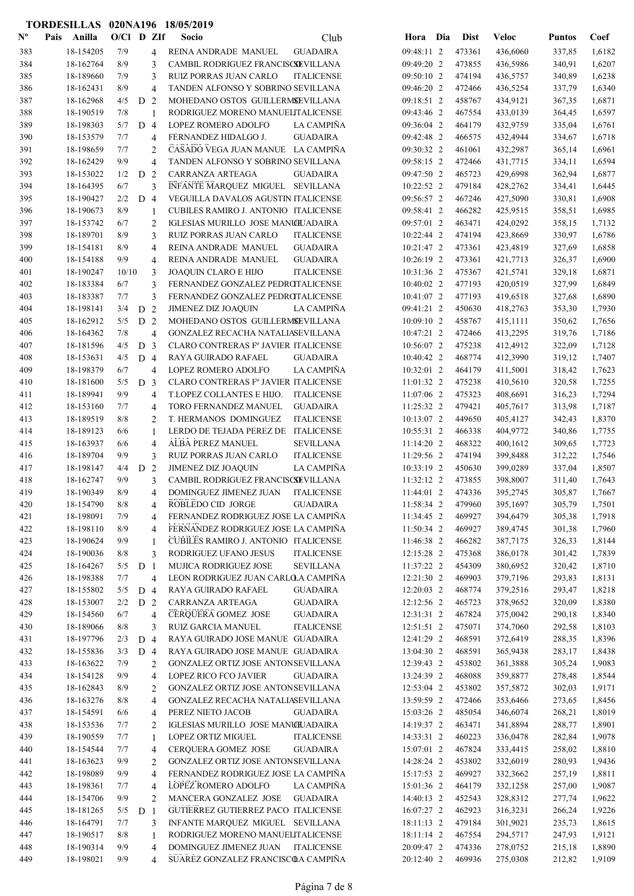**TORDESILLAS 020NA196 18/05/2019**

| Nº | Pais | Anilla | O/Cl | D | ZIf | Socio | Club | Hora | Dia | Dist | Veloc | Puntos | Coef |
|---|---|---|---|---|---|---|---|---|---|---|---|---|---|
| 383 | | 18-154205 | 7/9 | | 4 | REINA ANDRADE MANUEL | GUADAIRA | 09:48:11 | 2 | 473361 | 436,6060 | 337,85 | 1,6182 |
| 384 | | 18-162764 | 8/9 | | 3 | CAMBIL RODRIGUEZ FRANCISCO | SEVILLANA | 09:49:20 | 2 | 473855 | 436,5986 | 340,91 | 1,6207 |
| 385 | | 18-189660 | 7/9 | | 3 | RUIZ PORRAS JUAN CARLO | ITALICENSE | 09:50:10 | 2 | 474194 | 436,5757 | 340,89 | 1,6238 |
| 386 | | 18-162431 | 8/9 | | 4 | TANDEN ALFONSO Y SOBRINO | SEVILLANA | 09:46:20 | 2 | 472466 | 436,5254 | 337,79 | 1,6340 |
| 387 | | 18-162968 | 4/5 | D | 2 | MOHEDANO OSTOS GUILLERMO | SEVILLANA | 09:18:51 | 2 | 458767 | 434,9121 | 367,35 | 1,6871 |
| 388 | | 18-190519 | 7/8 | | 1 | RODRIGUEZ MORENO MANUEL | ITALICENSE | 09:43:46 | 2 | 467554 | 433,0139 | 364,45 | 1,6597 |
| 389 | | 18-198303 | 5/7 | D | 4 | LOPEZ ROMERO ADOLFO | LA CAMPIÑA | 09:36:04 | 2 | 464179 | 432,9759 | 335,04 | 1,6761 |
| 390 | | 18-153579 | 7/7 | | 4 | FERNANDEZ HIDALGO J. | GUADAIRA | 09:42:48 | 2 | 466575 | 432,4944 | 334,67 | 1,6718 |
| 391 | | 18-198659 | 7/7 | | 2 | CASADO VEGA JUAN MANUE | LA CAMPIÑA | 09:30:32 | 2 | 461061 | 432,2987 | 365,14 | 1,6961 |
| 392 | | 18-162429 | 9/9 | | 4 | TANDEN ALFONSO Y SOBRINO | SEVILLANA | 09:58:15 | 2 | 472466 | 431,7715 | 334,11 | 1,6594 |
| 393 | | 18-153022 | 1/2 | D | 2 | CARRANZA ARTEAGA | GUADAIRA | 09:47:50 | 2 | 465723 | 429,6998 | 362,94 | 1,6877 |
| 394 | | 18-164395 | 6/7 | | 3 | INFANTE MARQUEZ MIGUEL | SEVILLANA | 10:22:52 | 2 | 479184 | 428,2762 | 334,41 | 1,6445 |
| 395 | | 18-190427 | 2/2 | D | 4 | VEGUILLA DAVALOS AGUSTIN | ITALICENSE | 09:56:57 | 2 | 467246 | 427,5090 | 330,81 | 1,6908 |
| 396 | | 18-190673 | 8/9 | | 1 | CUBILES RAMIRO J. ANTONIO | ITALICENSE | 09:58:41 | 2 | 466282 | 425,9515 | 358,51 | 1,6985 |
| 397 | | 18-153742 | 6/7 | | 2 | IGLESIAS MURILLO JOSE MANUEL | GUADAIRA | 09:57:01 | 2 | 463471 | 424,0292 | 358,15 | 1,7132 |
| 398 | | 18-189701 | 8/9 | | 3 | RUIZ PORRAS JUAN CARLO | ITALICENSE | 10:22:44 | 2 | 474194 | 423,8669 | 330,97 | 1,6786 |
| 399 | | 18-154181 | 8/9 | | 4 | REINA ANDRADE MANUEL | GUADAIRA | 10:21:47 | 2 | 473361 | 423,4819 | 327,69 | 1,6858 |
| 400 | | 18-154188 | 9/9 | | 4 | REINA ANDRADE MANUEL | GUADAIRA | 10:26:19 | 2 | 473361 | 421,7713 | 326,37 | 1,6900 |
| 401 | | 18-190247 | 10/10 | | 3 | JOAQUIN CLARO E HIJO | ITALICENSE | 10:31:36 | 2 | 475367 | 421,5741 | 329,18 | 1,6871 |
| 402 | | 18-183384 | 6/7 | | 3 | FERNANDEZ GONZALEZ PEDRO | ITALICENSE | 10:40:02 | 2 | 477193 | 420,0519 | 327,99 | 1,6849 |
| 403 | | 18-183387 | 7/7 | | 3 | FERNANDEZ GONZALEZ PEDRO | ITALICENSE | 10:41:07 | 2 | 477193 | 419,6518 | 327,68 | 1,6890 |
| 404 | | 18-198141 | 3/4 | D | 2 | JIMENEZ DIZ JOAQUIN | LA CAMPIÑA | 09:41:21 | 2 | 450630 | 418,2763 | 353,30 | 1,7930 |
| 405 | | 18-162912 | 5/5 | D | 2 | MOHEDANO OSTOS GUILLERMO | SEVILLANA | 10:09:10 | 2 | 458767 | 415,1111 | 350,62 | 1,7656 |
| 406 | | 18-164362 | 7/8 | | 4 | GONZALEZ RECACHA NATALIA | SEVILLANA | 10:47:21 | 2 | 472466 | 413,2295 | 319,76 | 1,7186 |
| 407 | | 18-181596 | 4/5 | D | 3 | CLARO CONTRERAS Fº JAVIER | ITALICENSE | 10:56:07 | 2 | 475238 | 412,4912 | 322,09 | 1,7128 |
| 408 | | 18-153631 | 4/5 | D | 4 | RAYA GUIRADO RAFAEL | GUADAIRA | 10:40:42 | 2 | 468774 | 412,3990 | 319,12 | 1,7407 |
| 409 | | 18-198379 | 6/7 | | 4 | LOPEZ ROMERO ADOLFO | LA CAMPIÑA | 10:32:01 | 2 | 464179 | 411,5001 | 318,42 | 1,7623 |
| 410 | | 18-181600 | 5/5 | D | 3 | CLARO CONTRERAS Fº JAVIER | ITALICENSE | 11:01:32 | 2 | 475238 | 410,5610 | 320,58 | 1,7255 |
| 411 | | 18-189941 | 9/9 | | 4 | T.LOPEZ COLLANTES E HIJO. | ITALICENSE | 11:07:06 | 2 | 475323 | 408,6691 | 316,23 | 1,7294 |
| 412 | | 18-153160 | 7/7 | | 4 | TORO FERNANDEZ MANUEL | GUADAIRA | 11:25:32 | 2 | 479421 | 405,7617 | 313,98 | 1,7187 |
| 413 | | 18-189519 | 8/8 | | 2 | T. HERMANOS DOMINGUEZ | ITALICENSE | 10:13:07 | 2 | 449650 | 405,4127 | 342,43 | 1,8370 |
| 414 | | 18-189123 | 6/6 | | 1 | LERDO DE TEJADA PEREZ DE | ITALICENSE | 10:55:31 | 2 | 466338 | 404,9772 | 340,86 | 1,7755 |
| 415 | | 18-163937 | 6/6 | | 4 | ALBA PEREZ MANUEL | SEVILLANA | 11:14:20 | 2 | 468322 | 400,1612 | 309,65 | 1,7723 |
| 416 | | 18-189704 | 9/9 | | 3 | RUIZ PORRAS JUAN CARLO | ITALICENSE | 11:29:56 | 2 | 474194 | 399,8488 | 312,22 | 1,7546 |
| 417 | | 18-198147 | 4/4 | D | 2 | JIMENEZ DIZ JOAQUIN | LA CAMPIÑA | 10:33:19 | 2 | 450630 | 399,0289 | 337,04 | 1,8507 |
| 418 | | 18-162747 | 9/9 | | 3 | CAMBIL RODRIGUEZ FRANCISCO | SEVILLANA | 11:32:12 | 2 | 473855 | 398,8007 | 311,40 | 1,7643 |
| 419 | | 18-190349 | 8/9 | | 4 | DOMINGUEZ JIMENEZ JUAN | ITALICENSE | 11:44:01 | 2 | 474336 | 395,2745 | 305,87 | 1,7667 |
| 420 | | 18-154790 | 8/8 | | 4 | ROBLEDO CID JORGE | GUADAIRA | 11:58:34 | 2 | 479960 | 395,1697 | 305,79 | 1,7501 |
| 421 | | 18-198091 | 7/9 | | 4 | FERNANDEZ RODRIGUEZ JOSE | LA CAMPIÑA | 11:34:45 | 2 | 469927 | 394,6479 | 305,38 | 1,7918 |
| 422 | | 18-198110 | 8/9 | | 4 | FERNANDEZ RODRIGUEZ JOSE | LA CAMPIÑA | 11:50:34 | 2 | 469927 | 389,4745 | 301,38 | 1,7960 |
| 423 | | 18-190624 | 9/9 | | 1 | CUBILES RAMIRO J. ANTONIO | ITALICENSE | 11:46:38 | 2 | 466282 | 387,7175 | 326,33 | 1,8144 |
| 424 | | 18-190036 | 8/8 | | 3 | RODRIGUEZ UFANO JESUS | ITALICENSE | 12:15:28 | 2 | 475368 | 386,0178 | 301,42 | 1,7839 |
| 425 | | 18-164267 | 5/5 | D | 1 | MUJICA RODRIGUEZ JOSE | SEVILLANA | 11:37:22 | 2 | 454309 | 380,6952 | 320,42 | 1,8710 |
| 426 | | 18-198388 | 7/7 | | 4 | LEON RODRIGUEZ JUAN CARLO | LA CAMPIÑA | 12:21:30 | 2 | 469903 | 379,7196 | 293,83 | 1,8131 |
| 427 | | 18-155802 | 5/5 | D | 4 | RAYA GUIRADO RAFAEL | GUADAIRA | 12:20:03 | 2 | 468774 | 379,2516 | 293,47 | 1,8218 |
| 428 | | 18-153007 | 2/2 | D | 2 | CARRANZA ARTEAGA | GUADAIRA | 12:12:56 | 2 | 465723 | 378,9652 | 320,09 | 1,8380 |
| 429 | | 18-154560 | 6/7 | | 4 | CERQUERA GOMEZ JOSE | GUADAIRA | 12:31:31 | 2 | 467824 | 375,0042 | 290,18 | 1,8340 |
| 430 | | 18-189066 | 8/8 | | 3 | RUIZ GARCIA MANUEL | ITALICENSE | 12:51:51 | 2 | 475071 | 374,7060 | 292,58 | 1,8103 |
| 431 | | 18-197796 | 2/3 | D | 4 | RAYA GUIRADO JOSE MANUE | GUADAIRA | 12:41:29 | 2 | 468591 | 372,6419 | 288,35 | 1,8396 |
| 432 | | 18-155836 | 3/3 | D | 4 | RAYA GUIRADO JOSE MANUE | GUADAIRA | 13:04:30 | 2 | 468591 | 365,9438 | 283,17 | 1,8438 |
| 433 | | 18-163622 | 7/9 | | 2 | GONZALEZ ORTIZ JOSE ANTON | SEVILLANA | 12:39:43 | 2 | 453802 | 361,3888 | 305,24 | 1,9083 |
| 434 | | 18-154128 | 9/9 | | 4 | LOPEZ RICO FCO JAVIER | GUADAIRA | 13:24:39 | 2 | 468088 | 359,8877 | 278,48 | 1,8544 |
| 435 | | 18-162843 | 8/9 | | 2 | GONZALEZ ORTIZ JOSE ANTON | SEVILLANA | 12:53:04 | 2 | 453802 | 357,5872 | 302,03 | 1,9171 |
| 436 | | 18-163276 | 8/8 | | 4 | GONZALEZ RECACHA NATALIA | SEVILLANA | 13:59:59 | 2 | 472466 | 353,6466 | 273,65 | 1,8456 |
| 437 | | 18-154591 | 6/6 | | 4 | PEREZ NIETO JACOB | GUADAIRA | 15:03:26 | 2 | 485054 | 346,6074 | 268,21 | 1,8019 |
| 438 | | 18-153536 | 7/7 | | 2 | IGLESIAS MURILLO JOSE MANUEL | GUADAIRA | 14:19:37 | 2 | 463471 | 341,8894 | 288,77 | 1,8901 |
| 439 | | 18-190559 | 7/7 | | 1 | LOPEZ ORTIZ MIGUEL | ITALICENSE | 14:33:31 | 2 | 460223 | 336,0478 | 282,84 | 1,9078 |
| 440 | | 18-154544 | 7/7 | | 4 | CERQUERA GOMEZ JOSE | GUADAIRA | 15:07:01 | 2 | 467824 | 333,4415 | 258,02 | 1,8810 |
| 441 | | 18-163623 | 9/9 | | 2 | GONZALEZ ORTIZ JOSE ANTON | SEVILLANA | 14:28:24 | 2 | 453802 | 332,6019 | 280,93 | 1,9436 |
| 442 | | 18-198089 | 9/9 | | 4 | FERNANDEZ RODRIGUEZ JOSE | LA CAMPIÑA | 15:17:53 | 2 | 469927 | 332,3662 | 257,19 | 1,8811 |
| 443 | | 18-198361 | 7/7 | | 4 | LOPEZ ROMERO ADOLFO | LA CAMPIÑA | 15:01:36 | 2 | 464179 | 332,1258 | 257,00 | 1,9087 |
| 444 | | 18-154706 | 9/9 | | 2 | MANCERA GONZALEZ JOSE | GUADAIRA | 14:40:13 | 2 | 452543 | 328,8312 | 277,74 | 1,9622 |
| 445 | | 18-181265 | 5/5 | D | 1 | GUTIERREZ GUTIERREZ PACO | ITALICENSE | 16:07:27 | 2 | 462923 | 316,3231 | 266,24 | 1,9226 |
| 446 | | 18-164791 | 7/7 | | 3 | INFANTE MARQUEZ MIGUEL | SEVILLANA | 18:11:13 | 2 | 479184 | 301,9021 | 235,73 | 1,8615 |
| 447 | | 18-190517 | 8/8 | | 1 | RODRIGUEZ MORENO MANUEL | ITALICENSE | 18:11:14 | 2 | 467554 | 294,5717 | 247,93 | 1,9121 |
| 448 | | 18-190314 | 9/9 | | 4 | DOMINGUEZ JIMENEZ JUAN | ITALICENSE | 20:09:47 | 2 | 474336 | 278,0752 | 215,18 | 1,8890 |
| 449 | | 18-198021 | 9/9 | | 4 | SUAREZ GONZALEZ FRANCISCO | LA CAMPIÑA | 20:12:40 | 2 | 469936 | 275,0308 | 212,82 | 1,9109 |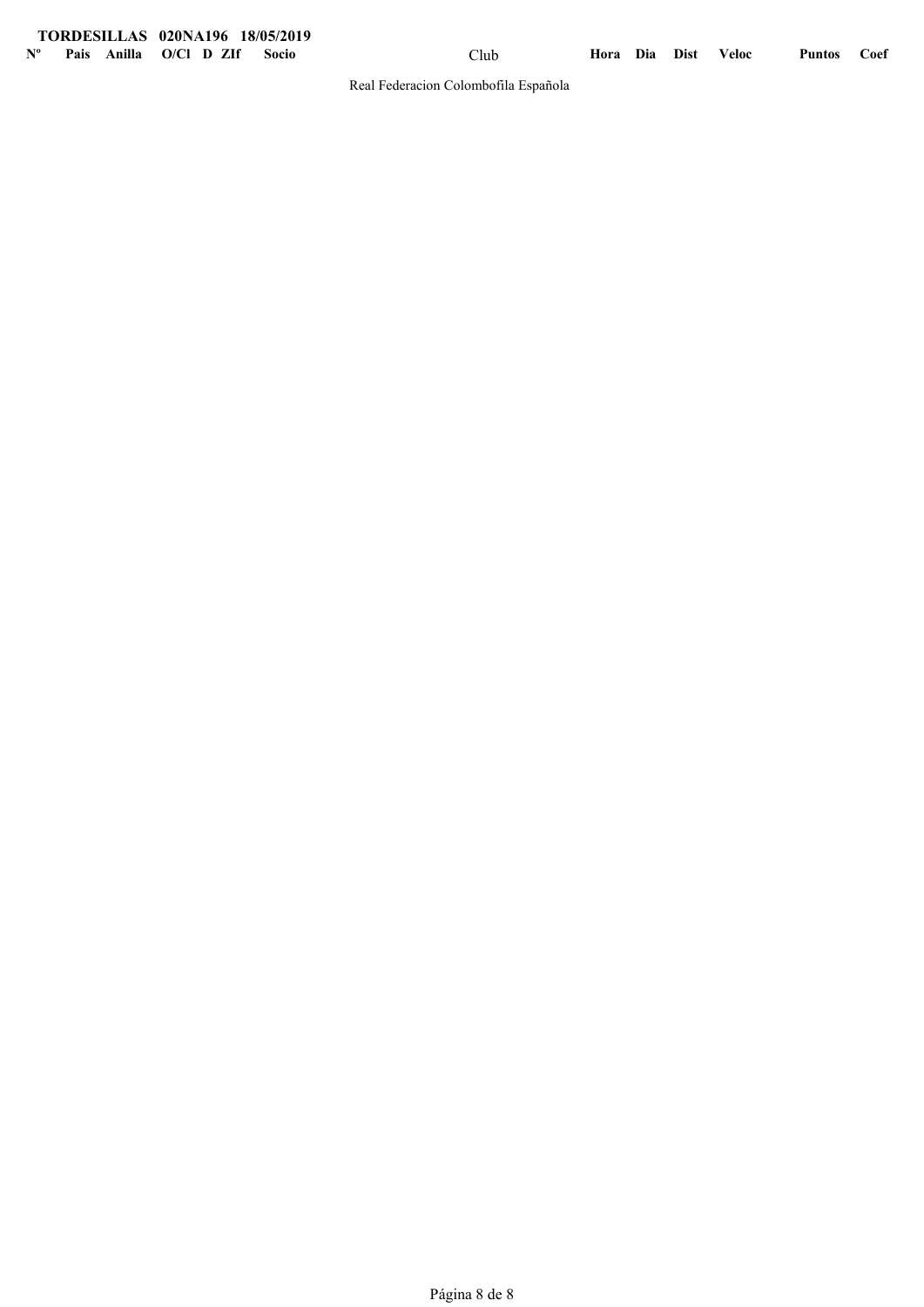**TORDESILLAS 020NA196 18/05/2019**

| Nº | Pais | Anilla | O/Cl | D | ZIf | Socio | Club | Hora | Dia | Dist | Veloc | Puntos | Coef |
|---|---|---|---|---|---|---|---|---|---|---|---|---|---|

Real Federacion Colombofila Española